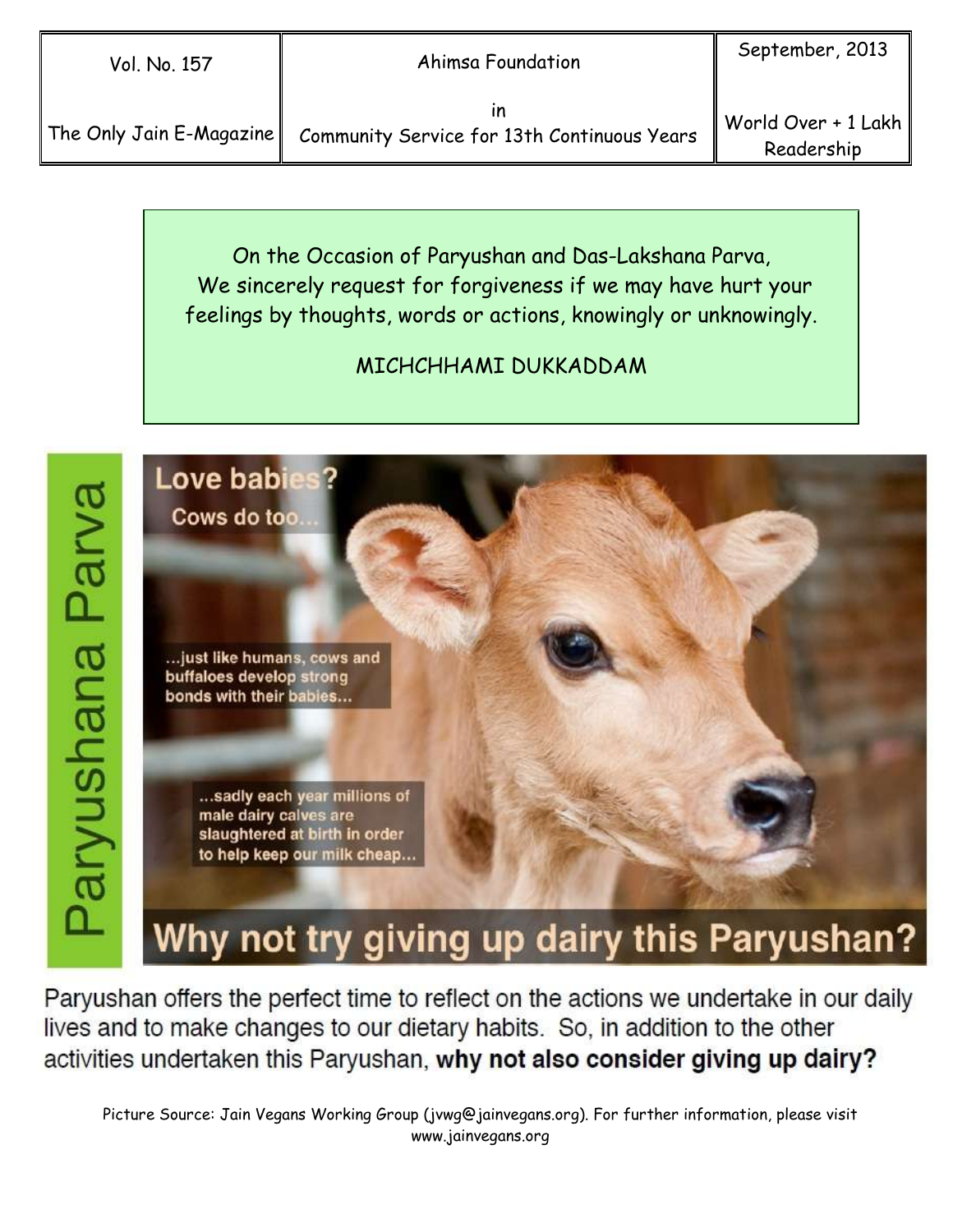| Vol. No. 157 | Ahimsa Foundation | September, 2013 |
|---|---|---|
| The Only Jain E-Magazine | in Community Service for 13th Continuous Years | World Over + 1 Lakh Readership |

On the Occasion of Paryushan and Das-Lakshana Parva,
We sincerely request for forgiveness if we may have hurt your feelings by thoughts, words or actions, knowingly or unknowingly.

MICHCHHAMI DUKKADDAM

Paryushana Parva

**Love babies?**
Cows do too...

...just like humans, cows and buffaloes develop strong bonds with their babies...

...sadly each year millions of male dairy calves are slaughtered at birth in order to help keep our milk cheap...

**Why not try giving up dairy this Paryushan?**

Paryushan offers the perfect time to reflect on the actions we undertake in our daily lives and to make changes to our dietary habits. So, in addition to the other activities undertaken this Paryushan, **why not also consider giving up dairy?**

Picture Source: Jain Vegans Working Group (jvwg@jainvegans.org). For further information, please visit www.jainvegans.org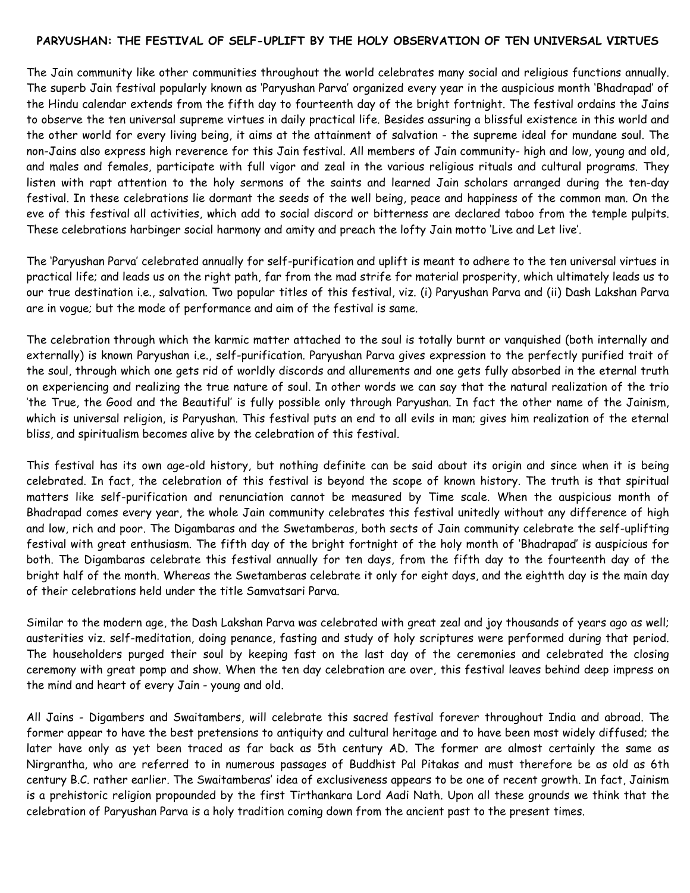**PARYUSHAN: THE FESTIVAL OF SELF-UPLIFT BY THE HOLY OBSERVATION OF TEN UNIVERSAL VIRTUES**

The Jain community like other communities throughout the world celebrates many social and religious functions annually. The superb Jain festival popularly known as 'Paryushan Parva' organized every year in the auspicious month 'Bhadrapad' of the Hindu calendar extends from the fifth day to fourteenth day of the bright fortnight. The festival ordains the Jains to observe the ten universal supreme virtues in daily practical life. Besides assuring a blissful existence in this world and the other world for every living being, it aims at the attainment of salvation - the supreme ideal for mundane soul. The non-Jains also express high reverence for this Jain festival. All members of Jain community- high and low, young and old, and males and females, participate with full vigor and zeal in the various religious rituals and cultural programs. They listen with rapt attention to the holy sermons of the saints and learned Jain scholars arranged during the ten-day festival. In these celebrations lie dormant the seeds of the well being, peace and happiness of the common man. On the eve of this festival all activities, which add to social discord or bitterness are declared taboo from the temple pulpits. These celebrations harbinger social harmony and amity and preach the lofty Jain motto 'Live and Let live'.

The 'Paryushan Parva' celebrated annually for self-purification and uplift is meant to adhere to the ten universal virtues in practical life; and leads us on the right path, far from the mad strife for material prosperity, which ultimately leads us to our true destination i.e., salvation. Two popular titles of this festival, viz. (i) Paryushan Parva and (ii) Dash Lakshan Parva are in vogue; but the mode of performance and aim of the festival is same.

The celebration through which the karmic matter attached to the soul is totally burnt or vanquished (both internally and externally) is known Paryushan i.e., self-purification. Paryushan Parva gives expression to the perfectly purified trait of the soul, through which one gets rid of worldly discords and allurements and one gets fully absorbed in the eternal truth on experiencing and realizing the true nature of soul. In other words we can say that the natural realization of the trio 'the True, the Good and the Beautiful' is fully possible only through Paryushan. In fact the other name of the Jainism, which is universal religion, is Paryushan. This festival puts an end to all evils in man; gives him realization of the eternal bliss, and spiritualism becomes alive by the celebration of this festival.

This festival has its own age-old history, but nothing definite can be said about its origin and since when it is being celebrated. In fact, the celebration of this festival is beyond the scope of known history. The truth is that spiritual matters like self-purification and renunciation cannot be measured by Time scale. When the auspicious month of Bhadrapad comes every year, the whole Jain community celebrates this festival unitedly without any difference of high and low, rich and poor. The Digambaras and the Swetamberas, both sects of Jain community celebrate the self-uplifting festival with great enthusiasm. The fifth day of the bright fortnight of the holy month of 'Bhadrapad' is auspicious for both. The Digambaras celebrate this festival annually for ten days, from the fifth day to the fourteenth day of the bright half of the month. Whereas the Swetamberas celebrate it only for eight days, and the eightth day is the main day of their celebrations held under the title Samvatsari Parva.

Similar to the modern age, the Dash Lakshan Parva was celebrated with great zeal and joy thousands of years ago as well; austerities viz. self-meditation, doing penance, fasting and study of holy scriptures were performed during that period. The householders purged their soul by keeping fast on the last day of the ceremonies and celebrated the closing ceremony with great pomp and show. When the ten day celebration are over, this festival leaves behind deep impress on the mind and heart of every Jain - young and old.

All Jains - Digambers and Swaitambers, will celebrate this sacred festival forever throughout India and abroad. The former appear to have the best pretensions to antiquity and cultural heritage and to have been most widely diffused; the later have only as yet been traced as far back as 5th century AD. The former are almost certainly the same as Nirgrantha, who are referred to in numerous passages of Buddhist Pal Pitakas and must therefore be as old as 6th century B.C. rather earlier. The Swaitamberas' idea of exclusiveness appears to be one of recent growth. In fact, Jainism is a prehistoric religion propounded by the first Tirthankara Lord Aadi Nath. Upon all these grounds we think that the celebration of Paryushan Parva is a holy tradition coming down from the ancient past to the present times.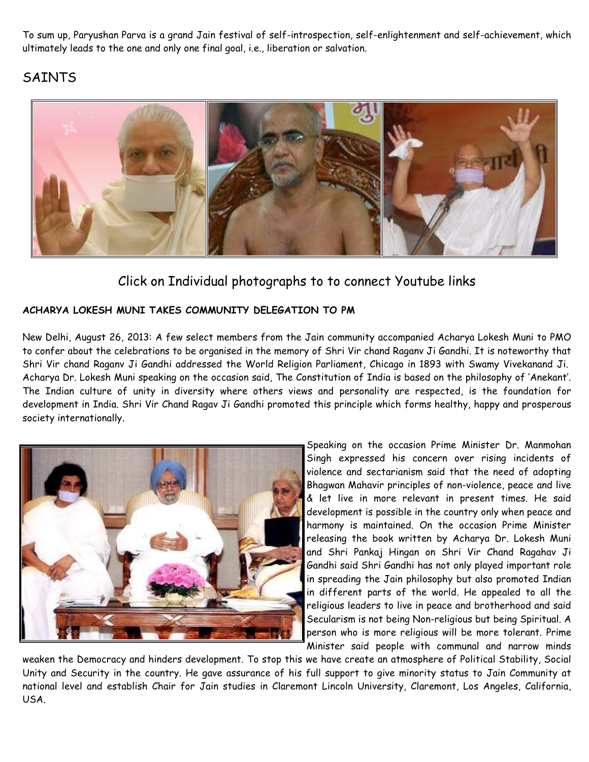To sum up, Paryushan Parva is a grand Jain festival of self-introspection, self-enlightenment and self-achievement, which ultimately leads to the one and only one final goal, i.e., liberation or salvation.

## SAINTS

Click on Individual photographs to to connect Youtube links

**ACHARYA LOKESH MUNI TAKES COMMUNITY DELEGATION TO PM**

New Delhi, August 26, 2013: A few select members from the Jain community accompanied Acharya Lokesh Muni to PMO to confer about the celebrations to be organised in the memory of Shri Vir chand Raganv Ji Gandhi. It is noteworthy that Shri Vir chand Raganv Ji Gandhi addressed the World Religion Parliament, Chicago in 1893 with Swamy Vivekanand Ji. Acharya Dr. Lokesh Muni speaking on the occasion said, The Constitution of India is based on the philosophy of 'Anekant'. The Indian culture of unity in diversity where others views and personality are respected, is the foundation for development in India. Shri Vir Chand Ragav Ji Gandhi promoted this principle which forms healthy, happy and prosperous society internationally.

Speaking on the occasion Prime Minister Dr. Manmohan Singh expressed his concern over rising incidents of violence and sectarianism said that the need of adopting Bhagwan Mahavir principles of non-violence, peace and live & let live in more relevant in present times. He said development is possible in the country only when peace and harmony is maintained. On the occasion Prime Minister releasing the book written by Acharya Dr. Lokesh Muni and Shri Pankaj Hingan on Shri Vir Chand Ragahav Ji Gandhi said Shri Gandhi has not only played important role in spreading the Jain philosophy but also promoted Indian in different parts of the world. He appealed to all the religious leaders to live in peace and brotherhood and said Secularism is not being Non-religious but being Spiritual. A person who is more religious will be more tolerant. Prime Minister said people with communal and narrow minds weaken the Democracy and hinders development. To stop this we have create an atmosphere of Political Stability, Social Unity and Security in the country. He gave assurance of his full support to give minority status to Jain Community at national level and establish Chair for Jain studies in Claremont Lincoln University, Claremont, Los Angeles, California, USA.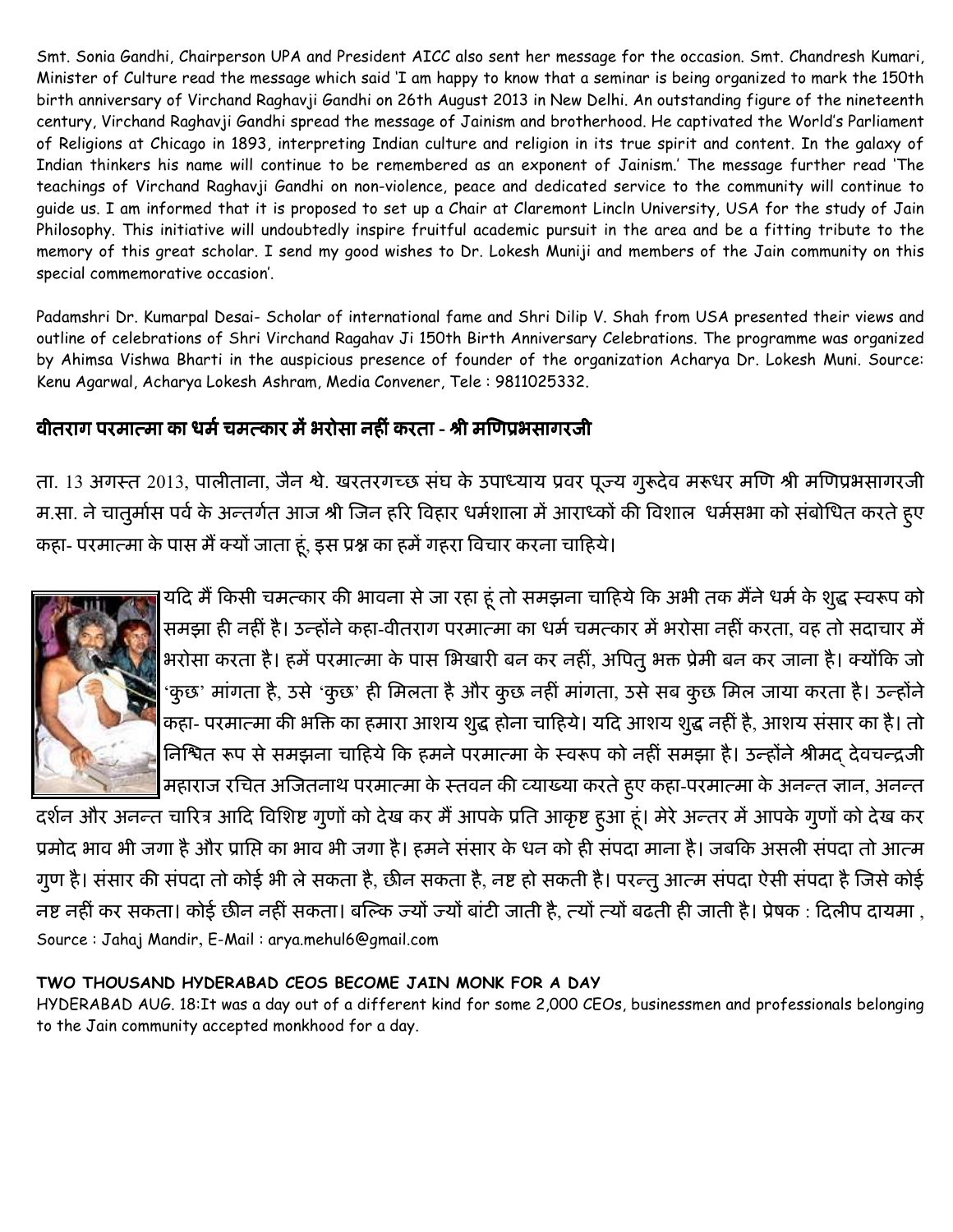Smt. Sonia Gandhi, Chairperson UPA and President AICC also sent her message for the occasion. Smt. Chandresh Kumari, Minister of Culture read the message which said 'I am happy to know that a seminar is being organized to mark the 150th birth anniversary of Virchand Raghavji Gandhi on 26th August 2013 in New Delhi. An outstanding figure of the nineteenth century, Virchand Raghavji Gandhi spread the message of Jainism and brotherhood. He captivated the World's Parliament of Religions at Chicago in 1893, interpreting Indian culture and religion in its true spirit and content. In the galaxy of Indian thinkers his name will continue to be remembered as an exponent of Jainism.' The message further read 'The teachings of Virchand Raghavji Gandhi on non-violence, peace and dedicated service to the community will continue to guide us. I am informed that it is proposed to set up a Chair at Claremont Lincln University, USA for the study of Jain Philosophy. This initiative will undoubtedly inspire fruitful academic pursuit in the area and be a fitting tribute to the memory of this great scholar. I send my good wishes to Dr. Lokesh Muniji and members of the Jain community on this special commemorative occasion'.

Padamshri Dr. Kumarpal Desai- Scholar of international fame and Shri Dilip V. Shah from USA presented their views and outline of celebrations of Shri Virchand Ragahav Ji 150th Birth Anniversary Celebrations. The programme was organized by Ahimsa Vishwa Bharti in the auspicious presence of founder of the organization Acharya Dr. Lokesh Muni. Source: Kenu Agarwal, Acharya Lokesh Ashram, Media Convener, Tele : 9811025332.

## वीतराग परमात्मा का धर्म चमत्कार में भरोसा नहीं करता - श्री मणिप्रभसागरजी

ता. 13 अगस्त 2013, पालीताना, जैन श्वे. खरतरगच्छ संघ के उपाध्याय प्रवर पूज्य गुरूदेव मरूधर मणि श्री मणिप्रभसागरजी म.सा. ने चातुर्मास पर्व के अन्तर्गत आज श्री जिन हरि विहार धर्मशाला में आराध्कों की विशाल धर्मसभा को संबोधित करते हुए कहा- परमात्मा के पास मैं क्यों जाता हूं, इस प्रश्न का हमें गहरा विचार करना चाहिये।

यदि मैं किसी चमत्कार की भावना से जा रहा हूं तो समझना चाहिये कि अभी तक मैंने धर्म के शुद्ध स्वरूप को समझा ही नहीं है। उन्होंने कहा-वीतराग परमात्मा का धर्म चमत्कार में भरोसा नहीं करता, वह तो सदाचार में भरोसा करता है। हमें परमात्मा के पास भिखारी बन कर नहीं, अपितु भक्त प्रेमी बन कर जाना है। क्योंकि जो 'कुछ' मांगता है, उसे 'कुछ' ही मिलता है और कुछ नहीं मांगता, उसे सब कुछ मिल जाया करता है। उन्होंने कहा- परमात्मा की भक्ति का हमारा आशय शुद्ध होना चाहिये। यदि आशय शुद्ध नहीं है, आशय संसार का है। तो निश्चित रूप से समझना चाहिये कि हमने परमात्मा के स्वरूप को नहीं समझा है। उन्होंने श्रीमद् देवचन्द्रजी महाराज रचित अजितनाथ परमात्मा के स्तवन की व्याख्या करते हुए कहा-परमात्मा के अनन्त ज्ञान, अनन्त दर्शन और अनन्त चारित्र आदि विशिष्ट गुणों को देख कर मैं आपके प्रति आकृष्ट हुआ हूं। मेरे अन्तर में आपके गुणों को देख कर प्रमोद भाव भी जगा है और प्राप्ति का भाव भी जगा है। हमने संसार के धन को ही संपदा माना है। जबकि असली संपदा तो आत्म गुण है। संसार की संपदा तो कोई भी ले सकता है, छीन सकता है, नष्ट हो सकती है। परन्तु आत्म संपदा ऐसी संपदा है जिसे कोई नष्ट नहीं कर सकता। कोई छीन नहीं सकता। बल्कि ज्यों ज्यों बांटी जाती है, त्यों त्यों बढती ही जाती है। प्रेषक : दिलीप दायमा , Source : Jahaj Mandir, E-Mail : arya.mehul6@gmail.com

**TWO THOUSAND HYDERABAD CEOS BECOME JAIN MONK FOR A DAY**

HYDERABAD AUG. 18:It was a day out of a different kind for some 2,000 CEOs, businessmen and professionals belonging to the Jain community accepted monkhood for a day.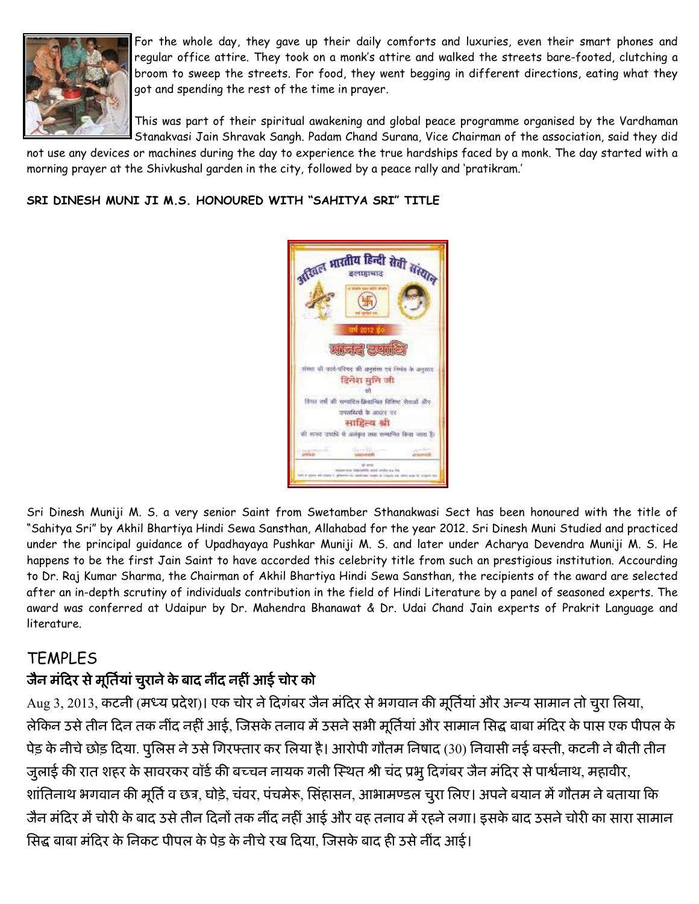For the whole day, they gave up their daily comforts and luxuries, even their smart phones and regular office attire. They took on a monk's attire and walked the streets bare-footed, clutching a broom to sweep the streets. For food, they went begging in different directions, eating what they got and spending the rest of the time in prayer.

This was part of their spiritual awakening and global peace programme organised by the Vardhaman Stanakvasi Jain Shravak Sangh. Padam Chand Surana, Vice Chairman of the association, said they did not use any devices or machines during the day to experience the true hardships faced by a monk. The day started with a morning prayer at the Shivkushal garden in the city, followed by a peace rally and 'pratikram.'

**SRI DINESH MUNI JI M.S. HONOURED WITH "SAHITYA SRI" TITLE**

Sri Dinesh Muniji M. S. a very senior Saint from Swetamber Sthanakwasi Sect has been honoured with the title of "Sahitya Sri" by Akhil Bhartiya Hindi Sewa Sansthan, Allahabad for the year 2012. Sri Dinesh Muni Studied and practiced under the principal guidance of Upadhayaya Pushkar Muniji M. S. and later under Acharya Devendra Muniji M. S. He happens to be the first Jain Saint to have accorded this celebrity title from such an prestigious institution. Accourding to Dr. Raj Kumar Sharma, the Chairman of Akhil Bhartiya Hindi Sewa Sansthan, the recipients of the award are selected after an in-depth scrutiny of individuals contribution in the field of Hindi Literature by a panel of seasoned experts. The award was conferred at Udaipur by Dr. Mahendra Bhanawat & Dr. Udai Chand Jain experts of Prakrit Language and literature.

## TEMPLES

### जैन मंदिर से मूर्तियां चुराने के बाद नींद नहीं आई चोर को

Aug 3, 2013, कटनी (मध्य प्रदेश)। एक चोर ने दिगंबर जैन मंदिर से भगवान की मूर्तियां और अन्य सामान तो चुरा लिया, लेकिन उसे तीन दिन तक नींद नहीं आई, जिसके तनाव में उसने सभी मूर्तियां और सामान सिद्ध बाबा मंदिर के पास एक पीपल के पेड़ के नीचे छोड़ दिया. पुलिस ने उसे गिरफ्तार कर लिया है। आरोपी गौतम निषाद (30) निवासी नई बस्ती, कटनी ने बीती तीन जुलाई की रात शहर के सावरकर वॉर्ड की बच्चन नायक गली स्थित श्री चंद प्रभु दिगंबर जैन मंदिर से पार्श्वनाथ, महावीर, शांतिनाथ भगवान की मूर्ति व छत्र, घोड़े, चंवर, पंचमेरू, सिंहासन, आभामण्डल चुरा लिए। अपने बयान में गौतम ने बताया कि जैन मंदिर में चोरी के बाद उसे तीन दिनों तक नींद नहीं आई और वह तनाव में रहने लगा। इसके बाद उसने चोरी का सारा सामान सिद्ध बाबा मंदिर के निकट पीपल के पेड़ के नीचे रख दिया, जिसके बाद ही उसे नींद आई।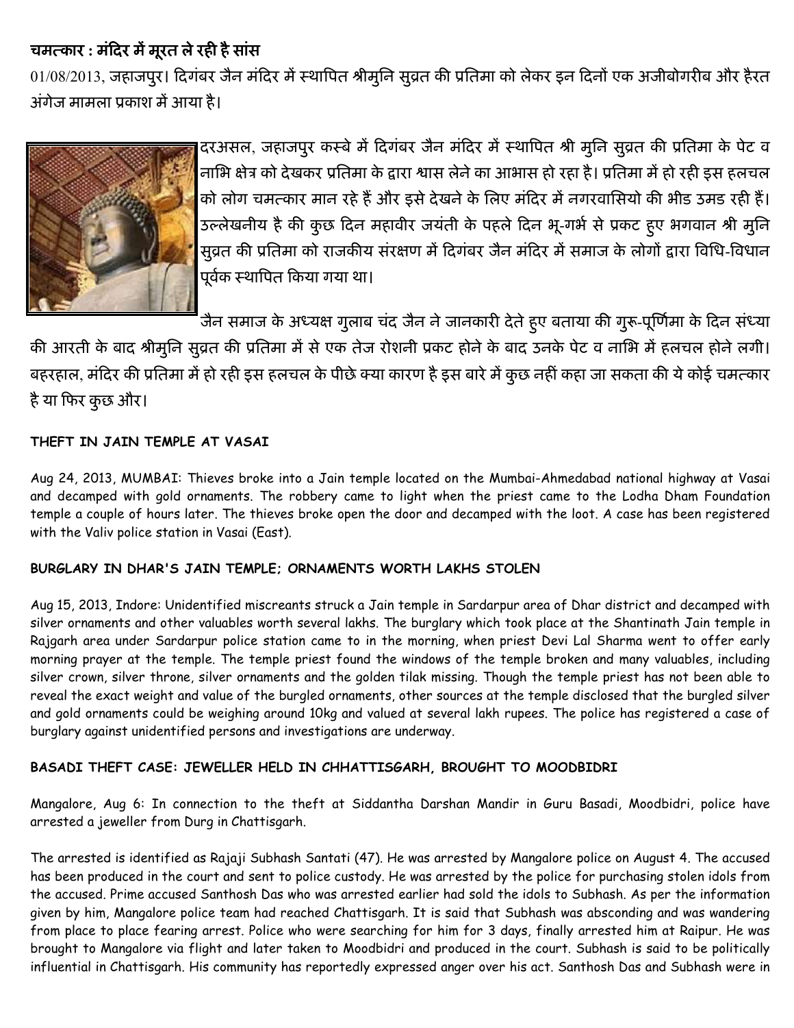## चमत्कार : मंदिर में मूरत ले रही है सांस

01/08/2013, जहाजपुर। दिगंबर जैन मंदिर में स्थापित श्रीमुनि सुव्रत की प्रतिमा को लेकर इन दिनों एक अजीबोगरीब और हैरत अंगेज मामला प्रकाश में आया है।

दरअसल, जहाजपुर कस्बे में दिगंबर जैन मंदिर में स्थापित श्री मुनि सुव्रत की प्रतिमा के पेट व नाभि क्षेत्र को देखकर प्रतिमा के द्वारा श्वास लेने का आभास हो रहा है। प्रतिमा में हो रही इस हलचल को लोग चमत्कार मान रहे हैं और इसे देखने के लिए मंदिर में नगरवासियो की भीड उमड रही हैं। उल्लेखनीय है की कुछ दिन महावीर जयंती के पहले दिन भू-गर्भ से प्रकट हुए भगवान श्री मुनि सुव्रत की प्रतिमा को राजकीय संरक्षण में दिगंबर जैन मंदिर में समाज के लोगों द्वारा विधि-विधान पूर्वक स्थापित किया गया था।

जैन समाज के अध्यक्ष गुलाब चंद जैन ने जानकारी देते हुए बताया की गुरू-पूर्णिमा के दिन संध्या की आरती के बाद श्रीमुनि सुव्रत की प्रतिमा में से एक तेज रोशनी प्रकट होने के बाद उनके पेट व नाभि में हलचल होने लगी। बहरहाल, मंदिर की प्रतिमा में हो रही इस हलचल के पीछे क्या कारण है इस बारे में कुछ नहीं कहा जा सकता की ये कोई चमत्कार है या फिर कुछ और।

**THEFT IN JAIN TEMPLE AT VASAI**

Aug 24, 2013, MUMBAI: Thieves broke into a Jain temple located on the Mumbai-Ahmedabad national highway at Vasai and decamped with gold ornaments. The robbery came to light when the priest came to the Lodha Dham Foundation temple a couple of hours later. The thieves broke open the door and decamped with the loot. A case has been registered with the Valiv police station in Vasai (East).

**BURGLARY IN DHAR'S JAIN TEMPLE; ORNAMENTS WORTH LAKHS STOLEN**

Aug 15, 2013, Indore: Unidentified miscreants struck a Jain temple in Sardarpur area of Dhar district and decamped with silver ornaments and other valuables worth several lakhs. The burglary which took place at the Shantinath Jain temple in Rajgarh area under Sardarpur police station came to in the morning, when priest Devi Lal Sharma went to offer early morning prayer at the temple. The temple priest found the windows of the temple broken and many valuables, including silver crown, silver throne, silver ornaments and the golden tilak missing. Though the temple priest has not been able to reveal the exact weight and value of the burgled ornaments, other sources at the temple disclosed that the burgled silver and gold ornaments could be weighing around 10kg and valued at several lakh rupees. The police has registered a case of burglary against unidentified persons and investigations are underway.

**BASADI THEFT CASE: JEWELLER HELD IN CHHATTISGARH, BROUGHT TO MOODBIDRI**

Mangalore, Aug 6: In connection to the theft at Siddantha Darshan Mandir in Guru Basadi, Moodbidri, police have arrested a jeweller from Durg in Chattisgarh.

The arrested is identified as Rajaji Subhash Santati (47). He was arrested by Mangalore police on August 4. The accused has been produced in the court and sent to police custody. He was arrested by the police for purchasing stolen idols from the accused. Prime accused Santhosh Das who was arrested earlier had sold the idols to Subhash. As per the information given by him, Mangalore police team had reached Chattisgarh. It is said that Subhash was absconding and was wandering from place to place fearing arrest. Police who were searching for him for 3 days, finally arrested him at Raipur. He was brought to Mangalore via flight and later taken to Moodbidri and produced in the court. Subhash is said to be politically influential in Chattisgarh. His community has reportedly expressed anger over his act. Santhosh Das and Subhash were in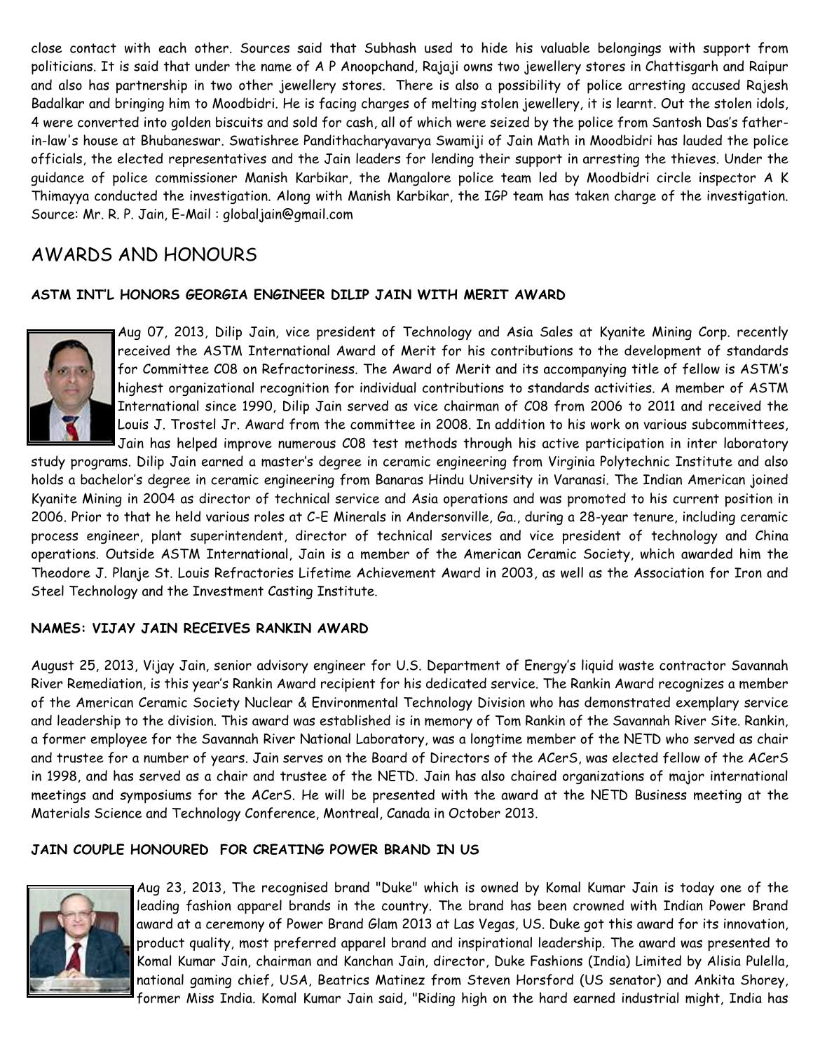close contact with each other. Sources said that Subhash used to hide his valuable belongings with support from politicians. It is said that under the name of A P Anoopchand, Rajaji owns two jewellery stores in Chattisgarh and Raipur and also has partnership in two other jewellery stores. There is also a possibility of police arresting accused Rajesh Badalkar and bringing him to Moodbidri. He is facing charges of melting stolen jewellery, it is learnt. Out the stolen idols, 4 were converted into golden biscuits and sold for cash, all of which were seized by the police from Santosh Das's father-in-law's house at Bhubaneswar. Swatishree Pandithacharyavarya Swamiji of Jain Math in Moodbidri has lauded the police officials, the elected representatives and the Jain leaders for lending their support in arresting the thieves. Under the guidance of police commissioner Manish Karbikar, the Mangalore police team led by Moodbidri circle inspector A K Thimayya conducted the investigation. Along with Manish Karbikar, the IGP team has taken charge of the investigation. Source: Mr. R. P. Jain, E-Mail : globaljain@gmail.com

## AWARDS AND HONOURS

### ASTM INT'L HONORS GEORGIA ENGINEER DILIP JAIN WITH MERIT AWARD

Aug 07, 2013, Dilip Jain, vice president of Technology and Asia Sales at Kyanite Mining Corp. recently received the ASTM International Award of Merit for his contributions to the development of standards for Committee C08 on Refractoriness. The Award of Merit and its accompanying title of fellow is ASTM's highest organizational recognition for individual contributions to standards activities. A member of ASTM International since 1990, Dilip Jain served as vice chairman of C08 from 2006 to 2011 and received the Louis J. Trostel Jr. Award from the committee in 2008. In addition to his work on various subcommittees, Jain has helped improve numerous C08 test methods through his active participation in inter laboratory study programs. Dilip Jain earned a master's degree in ceramic engineering from Virginia Polytechnic Institute and also holds a bachelor's degree in ceramic engineering from Banaras Hindu University in Varanasi. The Indian American joined Kyanite Mining in 2004 as director of technical service and Asia operations and was promoted to his current position in 2006. Prior to that he held various roles at C-E Minerals in Andersonville, Ga., during a 28-year tenure, including ceramic process engineer, plant superintendent, director of technical services and vice president of technology and China operations. Outside ASTM International, Jain is a member of the American Ceramic Society, which awarded him the Theodore J. Planje St. Louis Refractories Lifetime Achievement Award in 2003, as well as the Association for Iron and Steel Technology and the Investment Casting Institute.

### NAMES: VIJAY JAIN RECEIVES RANKIN AWARD

August 25, 2013, Vijay Jain, senior advisory engineer for U.S. Department of Energy's liquid waste contractor Savannah River Remediation, is this year's Rankin Award recipient for his dedicated service. The Rankin Award recognizes a member of the American Ceramic Society Nuclear & Environmental Technology Division who has demonstrated exemplary service and leadership to the division. This award was established is in memory of Tom Rankin of the Savannah River Site. Rankin, a former employee for the Savannah River National Laboratory, was a longtime member of the NETD who served as chair and trustee for a number of years. Jain serves on the Board of Directors of the ACerS, was elected fellow of the ACerS in 1998, and has served as a chair and trustee of the NETD. Jain has also chaired organizations of major international meetings and symposiums for the ACerS. He will be presented with the award at the NETD Business meeting at the Materials Science and Technology Conference, Montreal, Canada in October 2013.

### JAIN COUPLE HONOURED FOR CREATING POWER BRAND IN US

Aug 23, 2013, The recognised brand "Duke" which is owned by Komal Kumar Jain is today one of the leading fashion apparel brands in the country. The brand has been crowned with Indian Power Brand award at a ceremony of Power Brand Glam 2013 at Las Vegas, US. Duke got this award for its innovation, product quality, most preferred apparel brand and inspirational leadership. The award was presented to Komal Kumar Jain, chairman and Kanchan Jain, director, Duke Fashions (India) Limited by Alisia Pulella, national gaming chief, USA, Beatrics Matinez from Steven Horsford (US senator) and Ankita Shorey, former Miss India. Komal Kumar Jain said, "Riding high on the hard earned industrial might, India has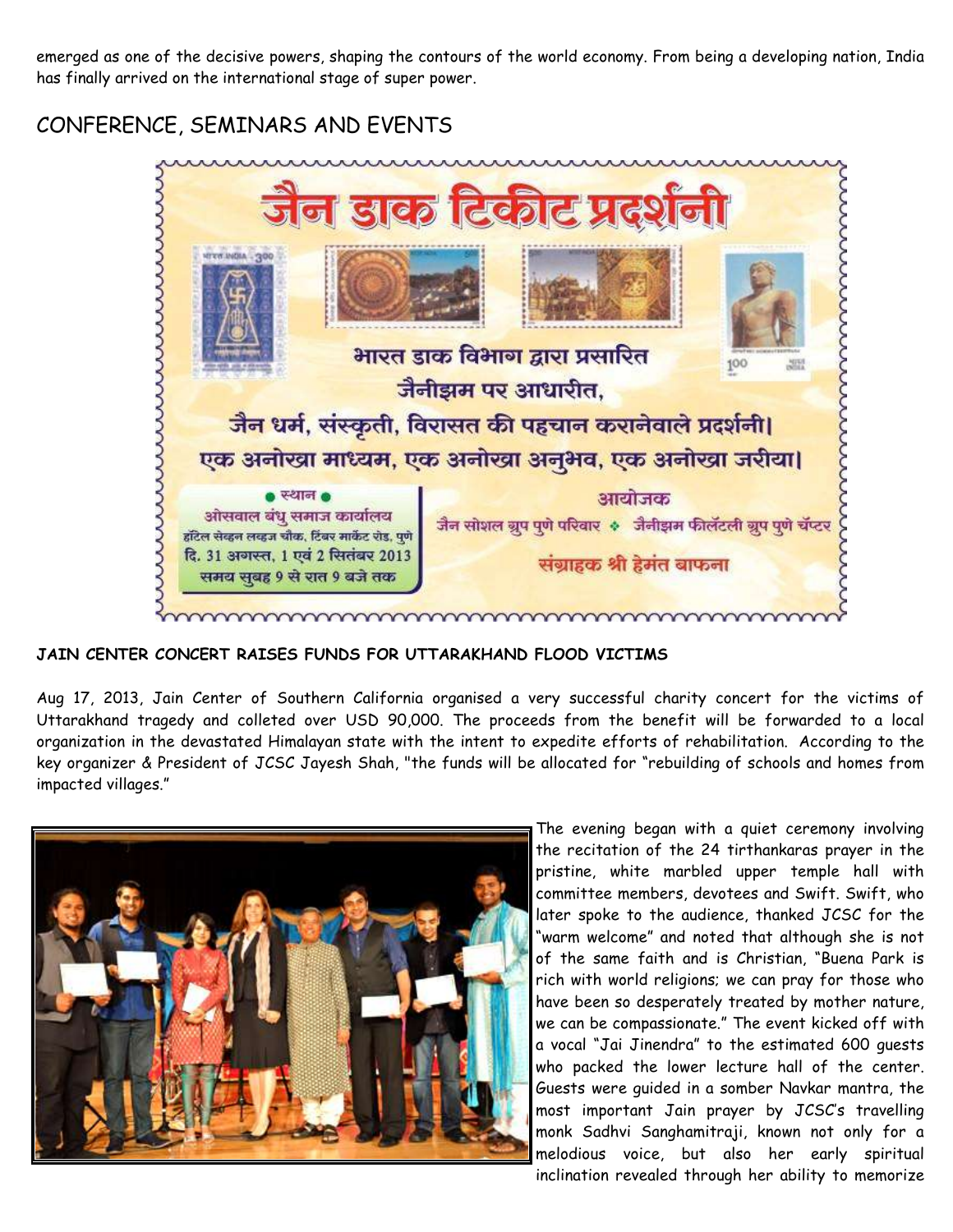emerged as one of the decisive powers, shaping the contours of the world economy. From being a developing nation, India has finally arrived on the international stage of super power.

## CONFERENCE, SEMINARS AND EVENTS

जैन डाक टिकीट प्रदर्शनी

भारत डाक विभाग द्वारा प्रसारित

जैनीझम पर आधारीत,

जैन धर्म, संस्कृती, विरासत की पहचान करानेवाले प्रदर्शनी।

एक अनोखा माध्यम, एक अनोखा अनुभव, एक अनोखा जरीया।

● स्थान ●

ओसवाल बंधु समाज कार्यालय

हॉटेल सेव्हन लव्हज चौक, टिंबर मार्केट रोड, पुणे

दि. 31 अगस्त, 1 एवं 2 सितंबर 2013

समय सुबह 9 से रात 9 बजे तक

आयोजक

जैन सोशल ग्रुप पुणे परिवार ❖ जैनीझम फीलॅटली ग्रुप पुणे चॅप्टर

संग्राहक श्री हेमंत बाफना

**JAIN CENTER CONCERT RAISES FUNDS FOR UTTARAKHAND FLOOD VICTIMS**

Aug 17, 2013, Jain Center of Southern California organised a very successful charity concert for the victims of Uttarakhand tragedy and colleted over USD 90,000. The proceeds from the benefit will be forwarded to a local organization in the devastated Himalayan state with the intent to expedite efforts of rehabilitation. According to the key organizer & President of JCSC Jayesh Shah, "the funds will be allocated for "rebuilding of schools and homes from impacted villages."

The evening began with a quiet ceremony involving the recitation of the 24 tirthankaras prayer in the pristine, white marbled upper temple hall with committee members, devotees and Swift. Swift, who later spoke to the audience, thanked JCSC for the "warm welcome" and noted that although she is not of the same faith and is Christian, "Buena Park is rich with world religions; we can pray for those who have been so desperately treated by mother nature, we can be compassionate." The event kicked off with a vocal "Jai Jinendra" to the estimated 600 guests who packed the lower lecture hall of the center. Guests were guided in a somber Navkar mantra, the most important Jain prayer by JCSC's travelling monk Sadhvi Sanghamitraji, known not only for a melodious voice, but also her early spiritual inclination revealed through her ability to memorize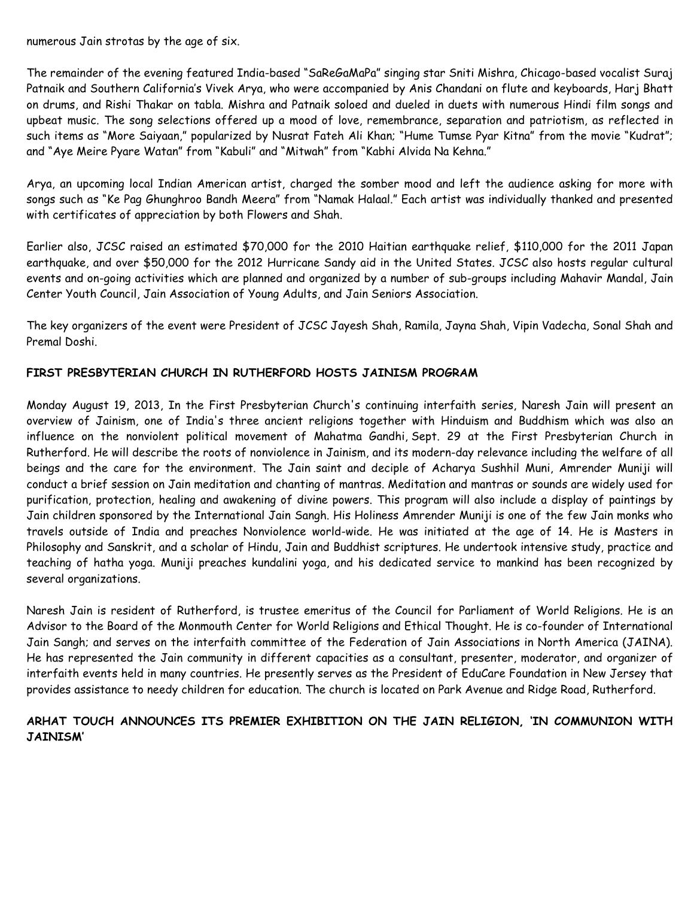numerous Jain strotas by the age of six.

The remainder of the evening featured India-based "SaReGaMaPa" singing star Sniti Mishra, Chicago-based vocalist Suraj Patnaik and Southern California's Vivek Arya, who were accompanied by Anis Chandani on flute and keyboards, Harj Bhatt on drums, and Rishi Thakar on tabla. Mishra and Patnaik soloed and dueled in duets with numerous Hindi film songs and upbeat music. The song selections offered up a mood of love, remembrance, separation and patriotism, as reflected in such items as "More Saiyaan," popularized by Nusrat Fateh Ali Khan; "Hume Tumse Pyar Kitna" from the movie "Kudrat"; and "Aye Meire Pyare Watan" from "Kabuli" and "Mitwah" from "Kabhi Alvida Na Kehna."

Arya, an upcoming local Indian American artist, charged the somber mood and left the audience asking for more with songs such as "Ke Pag Ghunghroo Bandh Meera" from "Namak Halaal." Each artist was individually thanked and presented with certificates of appreciation by both Flowers and Shah.

Earlier also, JCSC raised an estimated $70,000 for the 2010 Haitian earthquake relief, $110,000 for the 2011 Japan earthquake, and over $50,000 for the 2012 Hurricane Sandy aid in the United States. JCSC also hosts regular cultural events and on-going activities which are planned and organized by a number of sub-groups including Mahavir Mandal, Jain Center Youth Council, Jain Association of Young Adults, and Jain Seniors Association.

The key organizers of the event were President of JCSC Jayesh Shah, Ramila, Jayna Shah, Vipin Vadecha, Sonal Shah and Premal Doshi.

## FIRST PRESBYTERIAN CHURCH IN RUTHERFORD HOSTS JAINISM PROGRAM

Monday August 19, 2013, In the First Presbyterian Church's continuing interfaith series, Naresh Jain will present an overview of Jainism, one of India's three ancient religions together with Hinduism and Buddhism which was also an influence on the nonviolent political movement of Mahatma Gandhi, Sept. 29 at the First Presbyterian Church in Rutherford. He will describe the roots of nonviolence in Jainism, and its modern-day relevance including the welfare of all beings and the care for the environment. The Jain saint and deciple of Acharya Sushhil Muni, Amrender Muniji will conduct a brief session on Jain meditation and chanting of mantras. Meditation and mantras or sounds are widely used for purification, protection, healing and awakening of divine powers. This program will also include a display of paintings by Jain children sponsored by the International Jain Sangh. His Holiness Amrender Muniji is one of the few Jain monks who travels outside of India and preaches Nonviolence world-wide. He was initiated at the age of 14. He is Masters in Philosophy and Sanskrit, and a scholar of Hindu, Jain and Buddhist scriptures. He undertook intensive study, practice and teaching of hatha yoga. Muniji preaches kundalini yoga, and his dedicated service to mankind has been recognized by several organizations.

Naresh Jain is resident of Rutherford, is trustee emeritus of the Council for Parliament of World Religions. He is an Advisor to the Board of the Monmouth Center for World Religions and Ethical Thought. He is co-founder of International Jain Sangh; and serves on the interfaith committee of the Federation of Jain Associations in North America (JAINA). He has represented the Jain community in different capacities as a consultant, presenter, moderator, and organizer of interfaith events held in many countries. He presently serves as the President of EduCare Foundation in New Jersey that provides assistance to needy children for education. The church is located on Park Avenue and Ridge Road, Rutherford.

## ARHAT TOUCH ANNOUNCES ITS PREMIER EXHIBITION ON THE JAIN RELIGION, 'IN COMMUNION WITH JAINISM'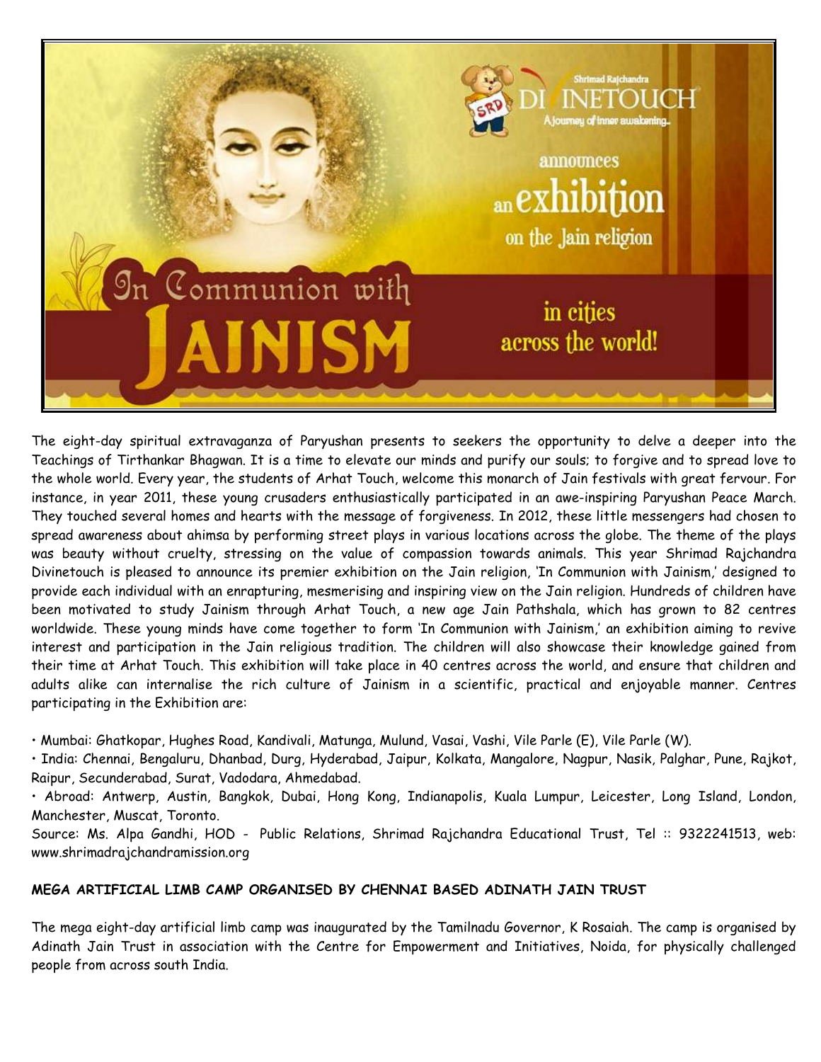The eight-day spiritual extravaganza of Paryushan presents to seekers the opportunity to delve a deeper into the Teachings of Tirthankar Bhagwan. It is a time to elevate our minds and purify our souls; to forgive and to spread love to the whole world. Every year, the students of Arhat Touch, welcome this monarch of Jain festivals with great fervour. For instance, in year 2011, these young crusaders enthusiastically participated in an awe-inspiring Paryushan Peace March. They touched several homes and hearts with the message of forgiveness. In 2012, these little messengers had chosen to spread awareness about ahimsa by performing street plays in various locations across the globe. The theme of the plays was beauty without cruelty, stressing on the value of compassion towards animals. This year Shrimad Rajchandra Divinetouch is pleased to announce its premier exhibition on the Jain religion, 'In Communion with Jainism,' designed to provide each individual with an enrapturing, mesmerising and inspiring view on the Jain religion. Hundreds of children have been motivated to study Jainism through Arhat Touch, a new age Jain Pathshala, which has grown to 82 centres worldwide. These young minds have come together to form 'In Communion with Jainism,' an exhibition aiming to revive interest and participation in the Jain religious tradition. The children will also showcase their knowledge gained from their time at Arhat Touch. This exhibition will take place in 40 centres across the world, and ensure that children and adults alike can internalise the rich culture of Jainism in a scientific, practical and enjoyable manner. Centres participating in the Exhibition are:

- Mumbai: Ghatkopar, Hughes Road, Kandivali, Matunga, Mulund, Vasai, Vashi, Vile Parle (E), Vile Parle (W).
- India: Chennai, Bengaluru, Dhanbad, Durg, Hyderabad, Jaipur, Kolkata, Mangalore, Nagpur, Nasik, Palghar, Pune, Rajkot, Raipur, Secunderabad, Surat, Vadodara, Ahmedabad.
- Abroad: Antwerp, Austin, Bangkok, Dubai, Hong Kong, Indianapolis, Kuala Lumpur, Leicester, Long Island, London, Manchester, Muscat, Toronto.

Source: Ms. Alpa Gandhi, HOD - Public Relations, Shrimad Rajchandra Educational Trust, Tel :: 9322241513, web: www.shrimadrajchandramission.org

**MEGA ARTIFICIAL LIMB CAMP ORGANISED BY CHENNAI BASED ADINATH JAIN TRUST**

The mega eight-day artificial limb camp was inaugurated by the Tamilnadu Governor, K Rosaiah. The camp is organised by Adinath Jain Trust in association with the Centre for Empowerment and Initiatives, Noida, for physically challenged people from across south India.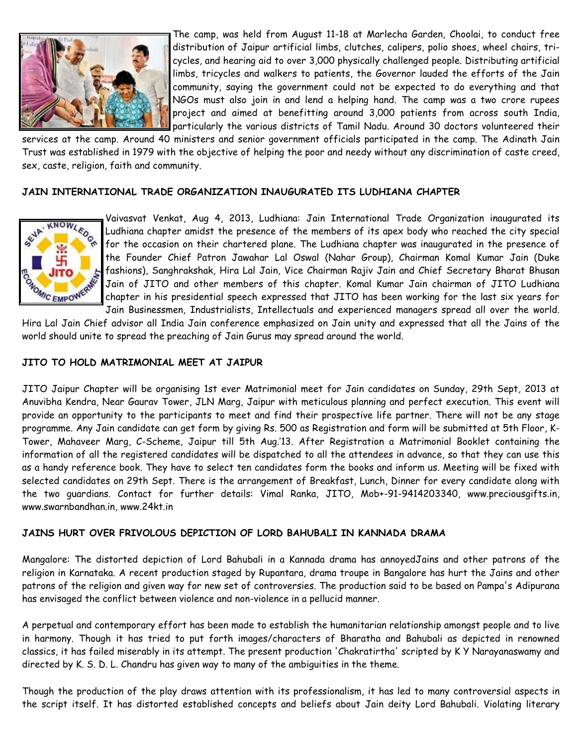The camp, was held from August 11-18 at Marlecha Garden, Choolai, to conduct free distribution of Jaipur artificial limbs, clutches, calipers, polio shoes, wheel chairs, tri-cycles, and hearing aid to over 3,000 physically challenged people. Distributing artificial limbs, tricycles and walkers to patients, the Governor lauded the efforts of the Jain community, saying the government could not be expected to do everything and that NGOs must also join in and lend a helping hand. The camp was a two crore rupees project and aimed at benefitting around 3,000 patients from across south India, particularly the various districts of Tamil Nadu. Around 30 doctors volunteered their services at the camp. Around 40 ministers and senior government officials participated in the camp. The Adinath Jain Trust was established in 1979 with the objective of helping the poor and needy without any discrimination of caste creed, sex, caste, religion, faith and community.

**JAIN INTERNATIONAL TRADE ORGANIZATION INAUGURATED ITS LUDHIANA CHAPTER**

Vaivasvat Venkat, Aug 4, 2013, Ludhiana: Jain International Trade Organization inaugurated its Ludhiana chapter amidst the presence of the members of its apex body who reached the city special for the occasion on their chartered plane. The Ludhiana chapter was inaugurated in the presence of the Founder Chief Patron Jawahar Lal Oswal (Nahar Group), Chairman Komal Kumar Jain (Duke fashions), Sanghrakshak, Hira Lal Jain, Vice Chairman Rajiv Jain and Chief Secretary Bharat Bhusan Jain of JITO and other members of this chapter. Komal Kumar Jain chairman of JITO Ludhiana chapter in his presidential speech expressed that JITO has been working for the last six years for Jain Businessmen, Industrialists, Intellectuals and experienced managers spread all over the world. Hira Lal Jain Chief advisor all India Jain conference emphasized on Jain unity and expressed that all the Jains of the world should unite to spread the preaching of Jain Gurus may spread around the world.

**JITO TO HOLD MATRIMONIAL MEET AT JAIPUR**

JITO Jaipur Chapter will be organising 1st ever Matrimonial meet for Jain candidates on Sunday, 29th Sept, 2013 at Anuvibha Kendra, Near Gaurav Tower, JLN Marg, Jaipur with meticulous planning and perfect execution. This event will provide an opportunity to the participants to meet and find their prospective life partner. There will not be any stage programme. Any Jain candidate can get form by giving Rs. 500 as Registration and form will be submitted at 5th Floor, K-Tower, Mahaveer Marg, C-Scheme, Jaipur till 5th Aug.'13. After Registration a Matrimonial Booklet containing the information of all the registered candidates will be dispatched to all the attendees in advance, so that they can use this as a handy reference book. They have to select ten candidates form the books and inform us. Meeting will be fixed with selected candidates on 29th Sept. There is the arrangement of Breakfast, Lunch, Dinner for every candidate along with the two guardians. Contact for further details: Vimal Ranka, JITO, Mob+-91-9414203340, www.preciousgifts.in, www.swarnbandhan.in, www.24kt.in

**JAINS HURT OVER FRIVOLOUS DEPICTION OF LORD BAHUBALI IN KANNADA DRAMA**

Mangalore: The distorted depiction of Lord Bahubali in a Kannada drama has annoyedJains and other patrons of the religion in Karnataka. A recent production staged by Rupantara, drama troupe in Bangalore has hurt the Jains and other patrons of the religion and given way for new set of controversies. The production said to be based on Pampa's Adipurana has envisaged the conflict between violence and non-violence in a pellucid manner.

A perpetual and contemporary effort has been made to establish the humanitarian relationship amongst people and to live in harmony. Though it has tried to put forth images/characters of Bharatha and Bahubali as depicted in renowned classics, it has failed miserably in its attempt. The present production 'Chakratirtha' scripted by K Y Narayanaswamy and directed by K. S. D. L. Chandru has given way to many of the ambiguities in the theme.

Though the production of the play draws attention with its professionalism, it has led to many controversial aspects in the script itself. It has distorted established concepts and beliefs about Jain deity Lord Bahubali. Violating literary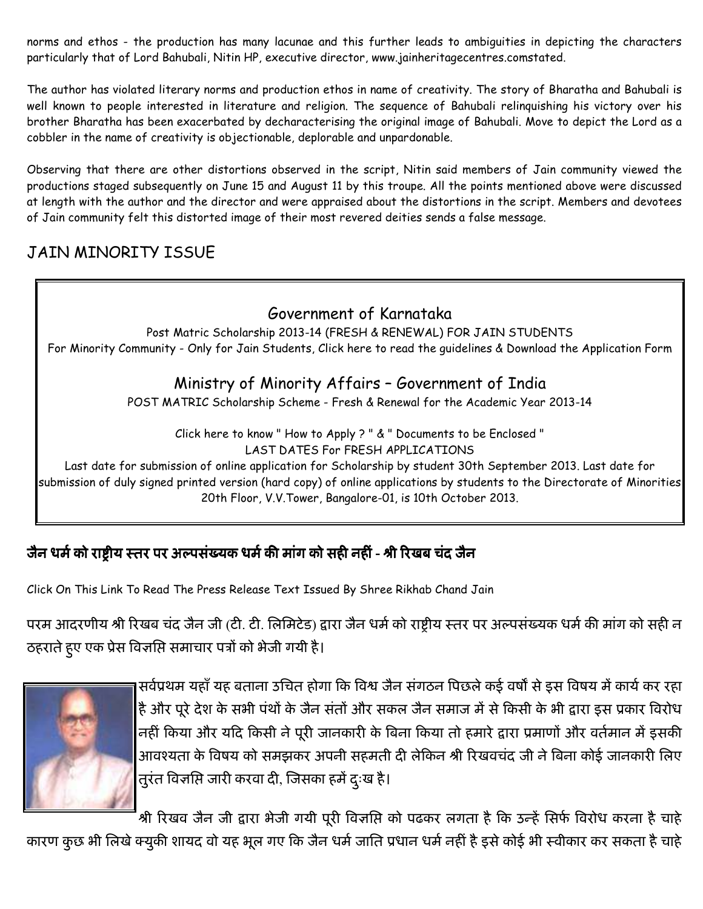norms and ethos - the production has many lacunae and this further leads to ambiguities in depicting the characters particularly that of Lord Bahubali, Nitin HP, executive director, www.jainheritagecentres.comstated.

The author has violated literary norms and production ethos in name of creativity. The story of Bharatha and Bahubali is well known to people interested in literature and religion. The sequence of Bahubali relinquishing his victory over his brother Bharatha has been exacerbated by decharacterising the original image of Bahubali. Move to depict the Lord as a cobbler in the name of creativity is objectionable, deplorable and unpardonable.

Observing that there are other distortions observed in the script, Nitin said members of Jain community viewed the productions staged subsequently on June 15 and August 11 by this troupe. All the points mentioned above were discussed at length with the author and the director and were appraised about the distortions in the script. Members and devotees of Jain community felt this distorted image of their most revered deities sends a false message.

## JAIN MINORITY ISSUE

### Government of Karnataka

Post Matric Scholarship 2013-14 (FRESH & RENEWAL) FOR JAIN STUDENTS
For Minority Community - Only for Jain Students, Click here to read the guidelines & Download the Application Form

### Ministry of Minority Affairs – Government of India

POST MATRIC Scholarship Scheme - Fresh & Renewal for the Academic Year 2013-14

Click here to know " How to Apply ? " & " Documents to be Enclosed "
LAST DATES For FRESH APPLICATIONS
Last date for submission of online application for Scholarship by student 30th September 2013. Last date for submission of duly signed printed version (hard copy) of online applications by students to the Directorate of Minorities 20th Floor, V.V.Tower, Bangalore-01, is 10th October 2013.

### जैन धर्म को राष्ट्रीय स्तर पर अल्पसंख्यक धर्म की मांग को सही नहीं - श्री रिखब चंद जैन

Click On This Link To Read The Press Release Text Issued By Shree Rikhab Chand Jain

परम आदरणीय श्री रिखब चंद जैन जी (टी. टी. लिमिटेड) द्वारा जैन धर्म को राष्ट्रीय स्तर पर अल्पसंख्यक धर्म की मांग को सही न ठहराते हुए एक प्रेस विज्ञप्ति समाचार पत्रों को भेजी गयी है।

सर्वप्रथम यहाँ यह बताना उचित होगा कि विश्व जैन संगठन पिछले कई वर्षों से इस विषय में कार्य कर रहा है और पूरे देश के सभी पंथों के जैन संतों और सकल जैन समाज में से किसी के भी द्वारा इस प्रकार विरोध नहीं किया और यदि किसी ने पूरी जानकारी के बिना किया तो हमारे द्वारा प्रमाणों और वर्तमान में इसकी आवश्यता के विषय को समझकर अपनी सहमती दी लेकिन श्री रिखवचंद जी ने बिना कोई जानकारी लिए तुरंत विज्ञप्ति जारी करवा दी, जिसका हमें दुःख है।

श्री रिखव जैन जी द्वारा भेजी गयी पूरी विज्ञप्ति को पढकर लगता है कि उन्हें सिर्फ विरोध करना है चाहे कारण कुछ भी लिखे क्युकी शायद वो यह भूल गए कि जैन धर्म जाति प्रधान धर्म नहीं है इसे कोई भी स्वीकार कर सकता है चाहे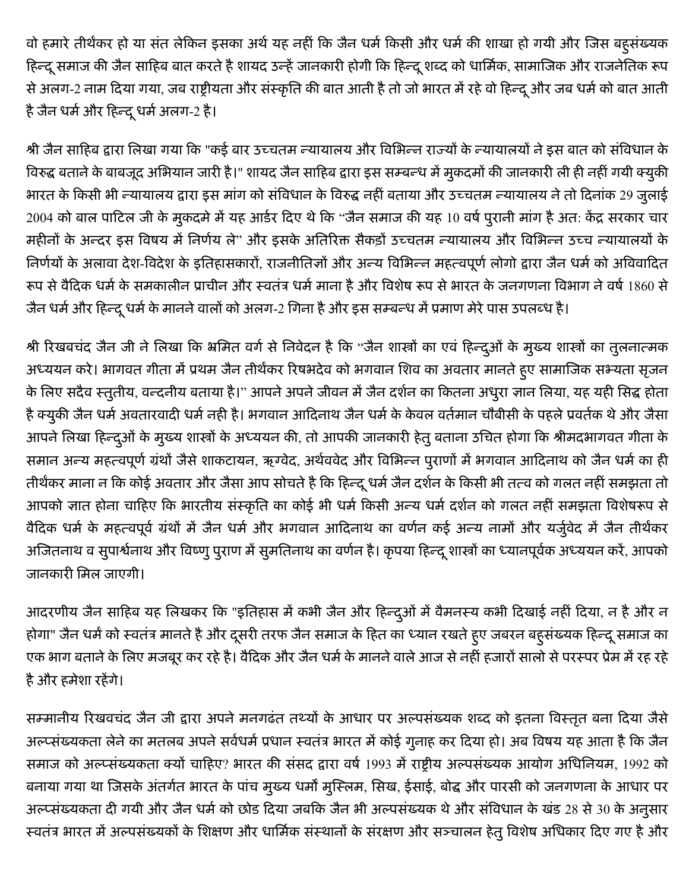वो हमारे तीर्थंकर हो या संत लेकिन इसका अर्थ यह नहीं कि जैन धर्म किसी और धर्म की शाखा हो गयी और जिस बहुसंख्यक हिन्दू समाज की जैन साहिब बात करते है शायद उन्हें जानकारी होगी कि हिन्दू शब्द को धार्मिक, सामाजिक और राजनेतिक रूप से अलग-2 नाम दिया गया, जब राष्ट्रीयता और संस्कृति की बात आती है तो जो भारत में रहे वो हिन्दू और जब धर्म को बात आती है जैन धर्म और हिन्दू धर्म अलग-2 है।

श्री जैन साहिब द्वारा लिखा गया कि "कई बार उच्चतम न्यायालय और विभिन्न राज्यों के न्यायालयों ने इस बात को संविधान के विरुद्ध बताने के बाबजूद अभियान जारी है।" शायद जैन साहिब द्वारा इस सम्बन्ध में मुकदमों की जानकारी ली ही नहीं गयी क्युकी भारत के किसी भी न्यायालय द्वारा इस मांग को संविधान के विरुद्ध नहीं बताया और उच्चतम न्यायालय ने तो दिनांक 29 जुलाई 2004 को बाल पाटिल जी के मुकदमे में यह आर्डर दिए थे कि "जैन समाज की यह 10 वर्ष पुरानी मांग है अत: केंद्र सरकार चार महीनों के अन्दर इस विषय में निर्णय ले" और इसके अतिरिक्त सैकड़ों उच्चतम न्यायालय और विभिन्न उच्च न्यायालयों के निर्णयों के अलावा देश-विदेश के इतिहासकारों, राजनीतिज्ञों और अन्य विभिन्न महत्वपूर्ण लोगो द्वारा जैन धर्म को अविवादित रूप से वैदिक धर्म के समकालीन प्राचीन और स्वतंत्र धर्म माना है और विशेष रूप से भारत के जनगणना विभाग ने वर्ष 1860 से जैन धर्म और हिन्दू धर्म के मानने वालों को अलग-2 गिना है और इस सम्बन्ध में प्रमाण मेरे पास उपलब्ध है।

श्री रिखबचंद जैन जी ने लिखा कि भ्रमित वर्ग से निवेदन है कि "जैन शास्त्रों का एवं हिन्दुओं के मुख्य शास्त्रों का तुलनात्मक अध्ययन करे। भागवत गीता में प्रथम जैन तीर्थंकर रिषभदेव को भगवान शिव का अवतार मानते हुए सामाजिक सभ्यता सृजन के लिए सदैव स्तुतीय, वन्दनीय बताया है।" आपने अपने जीवन में जैन दर्शन का कितना अधुरा ज्ञान लिया, यह यही सिद्ध होता है क्युकी जैन धर्म अवतारवादी धर्म नही है। भगवान आदिनाथ जैन धर्म के केवल वर्तमान चौबीसी के पहले प्रवर्तक थे और जैसा आपने लिखा हिन्दुओं के मुख्य शास्त्रों के अध्ययन की, तो आपकी जानकारी हेतु बताना उचित होगा कि श्रीमदभागवत गीता के समान अन्य महत्वपूर्ण ग्रंथों जैसे शाकटायन, ऋग्वेद, अर्थववेद और विभिन्न पुराणों में भगवान आदिनाथ को जैन धर्म का ही तीर्थंकर माना न कि कोई अवतार और जैसा आप सोचते है कि हिन्दू धर्म जैन दर्शन के किसी भी तत्व को गलत नहीं समझता तो आपको ज्ञात होना चाहिए कि भारतीय संस्कृति का कोई भी धर्म किसी अन्य धर्म दर्शन को गलत नहीं समझता विशेषरूप से वैदिक धर्म के महत्वपूर्व ग्रंथों में जैन धर्म और भगवान आदिनाथ का वर्णन कई अन्य नामों और यर्जुवेद में जैन तीर्थंकर अजितनाथ व सुपार्श्वनाथ और विष्णु पुराण में सुमतिनाथ का वर्णन है। कृपया हिन्दू शास्त्रों का ध्यानपूर्वक अध्ययन करें, आपको जानकारी मिल जाएगी।

आदरणीय जैन साहिब यह लिखकर कि "इतिहास में कभी जैन और हिन्दुओं में वैमनस्य कभी दिखाई नहीं दिया, न है और न होगा" जैन धर्म को स्वतंत्र मानते है और दूसरी तरफ जैन समाज के हित का ध्यान रखते हुए जबरन बहुसंख्यक हिन्दू समाज का एक भाग बताने के लिए मजबूर कर रहे है। वैदिक और जैन धर्म के मानने वाले आज से नहीं हजारों सालो से परस्पर प्रेम में रह रहे है और हमेशा रहेंगे।

सम्मानीय रिखवचंद जैन जी द्वारा अपने मनगढंत तथ्यों के आधार पर अल्पसंख्यक शब्द को इतना विस्तृत बना दिया जैसे अल्प्संख्यकता लेने का मतलब अपने सर्वधर्म प्रधान स्वतंत्र भारत में कोई गुनाह कर दिया हो। अब विषय यह आता है कि जैन समाज को अल्प्संख्यकता क्यों चाहिए? भारत की संसद द्वारा वर्ष 1993 में राष्ट्रीय अल्पसंख्यक आयोग अधिनियम, 1992 को बनाया गया था जिसके अंतर्गत भारत के पांच मुख्य धर्मों मुस्लिम, सिख, ईसाई, बोद्ध और पारसी को जनगणना के आधार पर अल्प्संख्यकता दी गयी और जैन धर्म को छोड दिया जबकि जैन भी अल्पसंख्यक थे और संविधान के खंड 28 से 30 के अनुसार स्वतंत्र भारत में अल्पसंख्यकों के शिक्षण और धार्मिक संस्थानों के संरक्षण और सञ्चालन हेतु विशेष अधिकार दिए गए है और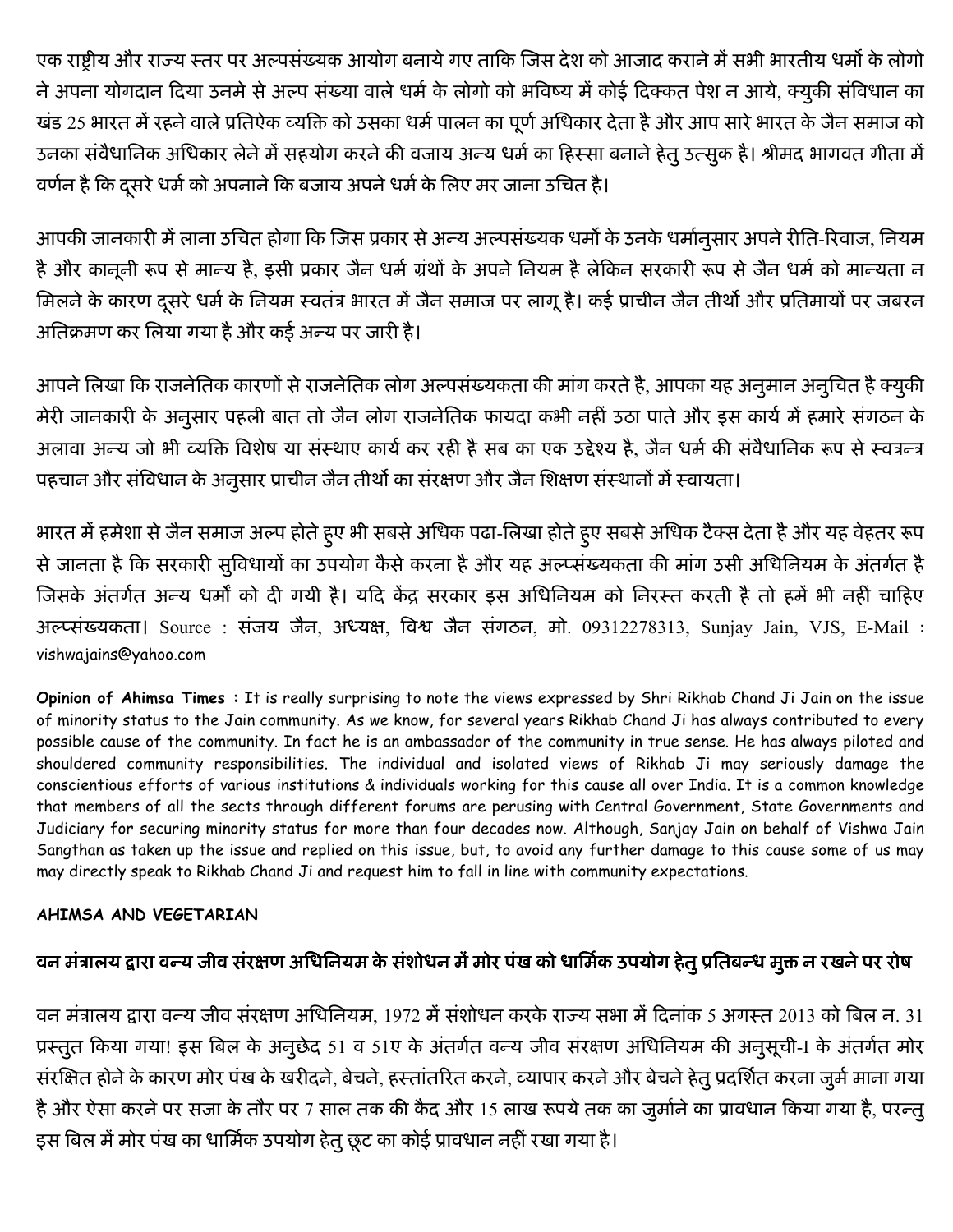एक राष्ट्रीय और राज्य स्तर पर अल्पसंख्यक आयोग बनाये गए ताकि जिस देश को आजाद कराने में सभी भारतीय धर्मो के लोगो ने अपना योगदान दिया उनमे से अल्प संख्या वाले धर्म के लोगो को भविष्य में कोई दिक्कत पेश न आये, क्युकी संविधान का खंड 25 भारत में रहने वाले प्रतिऐक व्यक्ति को उसका धर्म पालन का पूर्ण अधिकार देता है और आप सारे भारत के जैन समाज को उनका संवैधानिक अधिकार लेने में सहयोग करने की वजाय अन्य धर्म का हिस्सा बनाने हेतु उत्सुक है। श्रीमद भागवत गीता में वर्णन है कि दूसरे धर्म को अपनाने कि बजाय अपने धर्म के लिए मर जाना उचित है।

आपकी जानकारी में लाना उचित होगा कि जिस प्रकार से अन्य अल्पसंख्यक धर्मो के उनके धर्मानुसार अपने रीति-रिवाज, नियम है और कानूनी रूप से मान्य है, इसी प्रकार जैन धर्म ग्रंथों के अपने नियम है लेकिन सरकारी रूप से जैन धर्म को मान्यता न मिलने के कारण दूसरे धर्म के नियम स्वतंत्र भारत में जैन समाज पर लागू है। कई प्राचीन जैन तीर्थो और प्रतिमायों पर जबरन अतिक्रमण कर लिया गया है और कई अन्य पर जारी है।

आपने लिखा कि राजनेतिक कारणों से राजनेतिक लोग अल्पसंख्यकता की मांग करते है, आपका यह अनुमान अनुचित है क्युकी मेरी जानकारी के अनुसार पहली बात तो जैन लोग राजनेतिक फायदा कभी नहीं उठा पाते और इस कार्य में हमारे संगठन के अलावा अन्य जो भी व्यक्ति विशेष या संस्थाए कार्य कर रही है सब का एक उद्देश्य है, जैन धर्म की संवैधानिक रूप से स्वत्रन्त्र पहचान और संविधान के अनुसार प्राचीन जैन तीर्थो का संरक्षण और जैन शिक्षण संस्थानों में स्वायता।

भारत में हमेशा से जैन समाज अल्प होते हुए भी सबसे अधिक पढा-लिखा होते हुए सबसे अधिक टैक्स देता है और यह वेहतर रूप से जानता है कि सरकारी सुविधायों का उपयोग कैसे करना है और यह अल्प्संख्यकता की मांग उसी अधिनियम के अंतर्गत है जिसके अंतर्गत अन्य धर्मो को दी गयी है। यदि केंद्र सरकार इस अधिनियम को निरस्त करती है तो हमें भी नहीं चाहिए अल्प्संख्यकता। Source : संजय जैन, अध्यक्ष, विश्व जैन संगठन, मो. 09312278313, Sunjay Jain, VJS, E-Mail : vishwajains@yahoo.com

**Opinion of Ahimsa Times :** It is really surprising to note the views expressed by Shri Rikhab Chand Ji Jain on the issue of minority status to the Jain community. As we know, for several years Rikhab Chand Ji has always contributed to every possible cause of the community. In fact he is an ambassador of the community in true sense. He has always piloted and shouldered community responsibilities. The individual and isolated views of Rikhab Ji may seriously damage the conscientious efforts of various institutions & individuals working for this cause all over India. It is a common knowledge that members of all the sects through different forums are perusing with Central Government, State Governments and Judiciary for securing minority status for more than four decades now. Although, Sanjay Jain on behalf of Vishwa Jain Sangthan as taken up the issue and replied on this issue, but, to avoid any further damage to this cause some of us may may directly speak to Rikhab Chand Ji and request him to fall in line with community expectations.

**AHIMSA AND VEGETARIAN**

## वन मंत्रालय द्वारा वन्य जीव संरक्षण अधिनियम के संशोधन में मोर पंख को धार्मिक उपयोग हेतु प्रतिबन्ध मुक्त न रखने पर रोष

वन मंत्रालय द्वारा वन्य जीव संरक्षण अधिनियम, 1972 में संशोधन करके राज्य सभा में दिनांक 5 अगस्त 2013 को बिल न. 31 प्रस्तुत किया गया! इस बिल के अनुछेद 51 व 51ए के अंतर्गत वन्य जीव संरक्षण अधिनियम की अनुसूची-I के अंतर्गत मोर संरक्षित होने के कारण मोर पंख के खरीदने, बेचने, हस्तांतरित करने, व्यापार करने और बेचने हेतु प्रदर्शित करना जुर्म माना गया है और ऐसा करने पर सजा के तौर पर 7 साल तक की कैद और 15 लाख रूपये तक का जुर्माने का प्रावधान किया गया है, परन्तु इस बिल में मोर पंख का धार्मिक उपयोग हेतु छूट का कोई प्रावधान नहीं रखा गया है।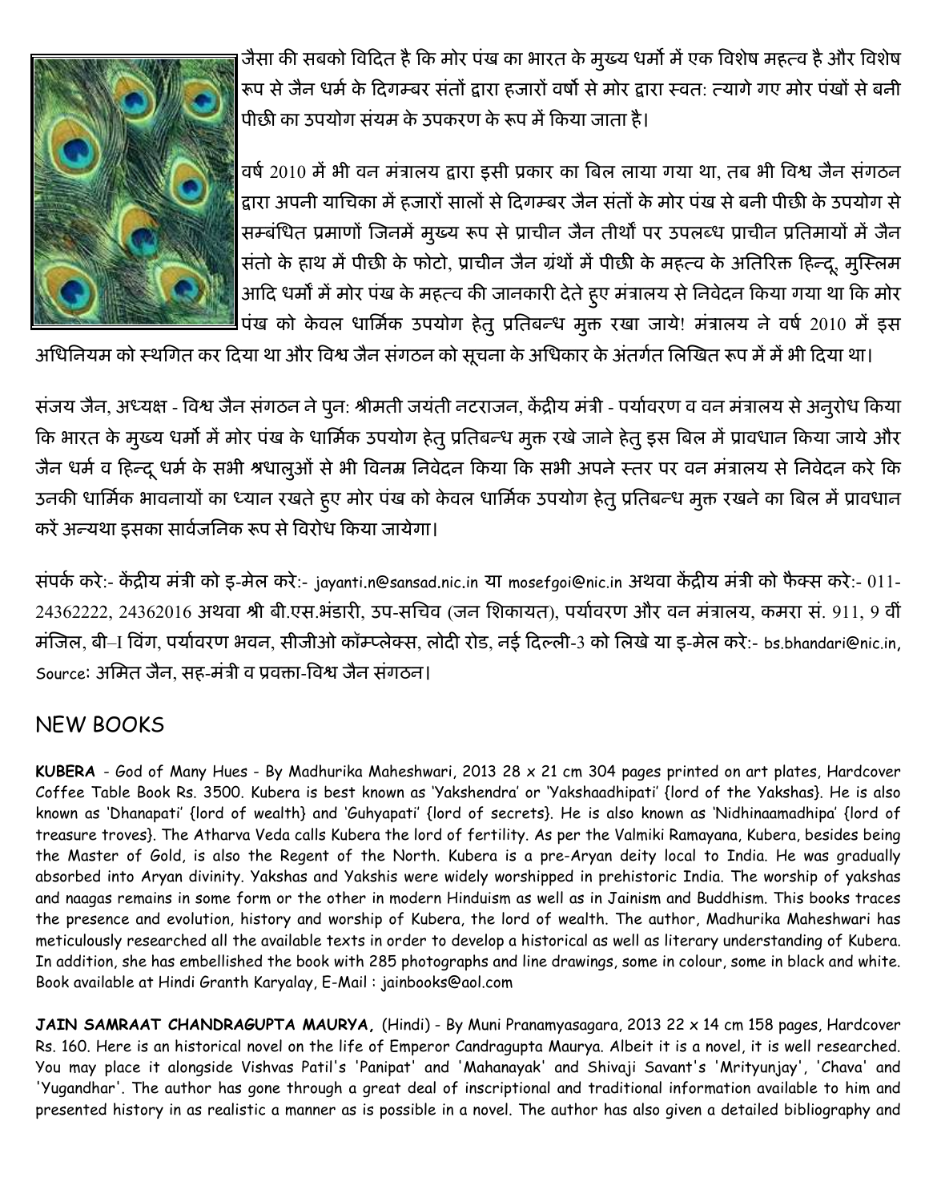जैसा की सबको विदित है कि मोर पंख का भारत के मुख्य धर्मो में एक विशेष महत्व है और विशेष रूप से जैन धर्म के दिगम्बर संतों द्वारा हजारों वर्षो से मोर द्वारा स्वत: त्यागे गए मोर पंखों से बनी पीछी का उपयोग संयम के उपकरण के रूप में किया जाता है।

वर्ष 2010 में भी वन मंत्रालय द्वारा इसी प्रकार का बिल लाया गया था, तब भी विश्व जैन संगठन द्वारा अपनी याचिका में हजारों सालों से दिगम्बर जैन संतों के मोर पंख से बनी पीछी के उपयोग से सम्बंधित प्रमाणों जिनमें मुख्य रूप से प्राचीन जैन तीर्थो पर उपलब्ध प्राचीन प्रतिमायों में जैन संतो के हाथ में पीछी के फोटो, प्राचीन जैन ग्रंथों में पीछी के महत्व के अतिरिक्त हिन्दू, मुस्लिम आदि धर्मो में मोर पंख के महत्व की जानकारी देते हुए मंत्रालय से निवेदन किया गया था कि मोर पंख को केवल धार्मिक उपयोग हेतु प्रतिबन्ध मुक्त रखा जाये! मंत्रालय ने वर्ष 2010 में इस अधिनियम को स्थगित कर दिया था और विश्व जैन संगठन को सूचना के अधिकार के अंतर्गत लिखित रूप में में भी दिया था।

संजय जैन, अध्यक्ष - विश्व जैन संगठन ने पुन: श्रीमती जयंती नटराजन, केंद्रीय मंत्री - पर्यावरण व वन मंत्रालय से अनुरोध किया कि भारत के मुख्य धर्मो में मोर पंख के धार्मिक उपयोग हेतु प्रतिबन्ध मुक्त रखे जाने हेतु इस बिल में प्रावधान किया जाये और जैन धर्म व हिन्दू धर्म के सभी श्रधालुओं से भी विनम्र निवेदन किया कि सभी अपने स्तर पर वन मंत्रालय से निवेदन करे कि उनकी धार्मिक भावनायों का ध्यान रखते हुए मोर पंख को केवल धार्मिक उपयोग हेतु प्रतिबन्ध मुक्त रखने का बिल में प्रावधान करें अन्यथा इसका सार्वजनिक रूप से विरोध किया जायेगा।

संपर्क करे:- केंद्रीय मंत्री को इ-मेल करे:- jayanti.n@sansad.nic.in या mosefgoi@nic.in अथवा केंद्रीय मंत्री को फैक्स करे:- 011-24362222, 24362016 अथवा श्री बी.एस.भंडारी, उप-सचिव (जन शिकायत), पर्यावरण और वन मंत्रालय, कमरा सं. 911, 9 वीं मंजिल, बी–I विंग, पर्यावरण भवन, सीजीओ कॉम्प्लेक्स, लोदी रोड, नई दिल्ली-3 को लिखे या इ-मेल करे:- bs.bhandari@nic.in, Source: अमित जैन, सह-मंत्री व प्रवक्ता-विश्व जैन संगठन।

## NEW BOOKS

**KUBERA** - God of Many Hues - By Madhurika Maheshwari, 2013 28 x 21 cm 304 pages printed on art plates, Hardcover Coffee Table Book Rs. 3500. Kubera is best known as 'Yakshendra' or 'Yakshaadhipati' {lord of the Yakshas}. He is also known as 'Dhanapati' {lord of wealth} and 'Guhyapati' {lord of secrets}. He is also known as 'Nidhinaamadhipa' {lord of treasure troves}. The Atharva Veda calls Kubera the lord of fertility. As per the Valmiki Ramayana, Kubera, besides being the Master of Gold, is also the Regent of the North. Kubera is a pre-Aryan deity local to India. He was gradually absorbed into Aryan divinity. Yakshas and Yakshis were widely worshipped in prehistoric India. The worship of yakshas and naagas remains in some form or the other in modern Hinduism as well as in Jainism and Buddhism. This books traces the presence and evolution, history and worship of Kubera, the lord of wealth. The author, Madhurika Maheshwari has meticulously researched all the available texts in order to develop a historical as well as literary understanding of Kubera. In addition, she has embellished the book with 285 photographs and line drawings, some in colour, some in black and white. Book available at Hindi Granth Karyalay, E-Mail : jainbooks@aol.com

**JAIN SAMRAAT CHANDRAGUPTA MAURYA,** (Hindi) - By Muni Pranamyasagara, 2013 22 x 14 cm 158 pages, Hardcover Rs. 160. Here is an historical novel on the life of Emperor Candragupta Maurya. Albeit it is a novel, it is well researched. You may place it alongside Vishvas Patil's 'Panipat' and 'Mahanayak' and Shivaji Savant's 'Mrityunjay', 'Chava' and 'Yugandhar'. The author has gone through a great deal of inscriptional and traditional information available to him and presented history in as realistic a manner as is possible in a novel. The author has also given a detailed bibliography and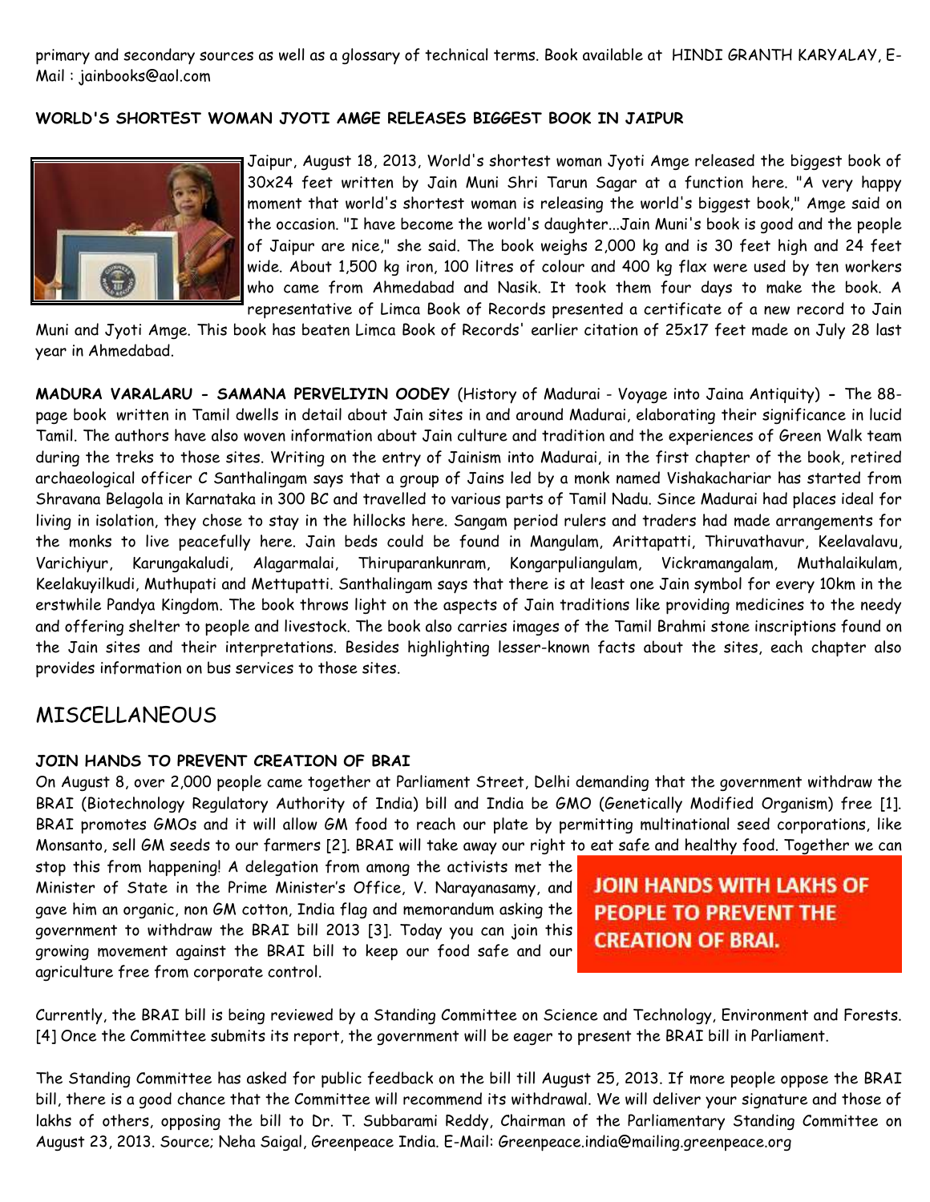primary and secondary sources as well as a glossary of technical terms. Book available at HINDI GRANTH KARYALAY, E-Mail : jainbooks@aol.com

**WORLD'S SHORTEST WOMAN JYOTI AMGE RELEASES BIGGEST BOOK IN JAIPUR**

Jaipur, August 18, 2013, World's shortest woman Jyoti Amge released the biggest book of 30x24 feet written by Jain Muni Shri Tarun Sagar at a function here. "A very happy moment that world's shortest woman is releasing the world's biggest book," Amge said on the occasion. "I have become the world's daughter...Jain Muni's book is good and the people of Jaipur are nice," she said. The book weighs 2,000 kg and is 30 feet high and 24 feet wide. About 1,500 kg iron, 100 litres of colour and 400 kg flax were used by ten workers who came from Ahmedabad and Nasik. It took them four days to make the book. A representative of Limca Book of Records presented a certificate of a new record to Jain Muni and Jyoti Amge. This book has beaten Limca Book of Records' earlier citation of 25x17 feet made on July 28 last year in Ahmedabad.

**MADURA VARALARU - SAMANA PERVELIYIN OODEY** (History of Madurai - Voyage into Jaina Antiquity) **-** The 88-page book written in Tamil dwells in detail about Jain sites in and around Madurai, elaborating their significance in lucid Tamil. The authors have also woven information about Jain culture and tradition and the experiences of Green Walk team during the treks to those sites. Writing on the entry of Jainism into Madurai, in the first chapter of the book, retired archaeological officer C Santhalingam says that a group of Jains led by a monk named Vishakachariar has started from Shravana Belagola in Karnataka in 300 BC and travelled to various parts of Tamil Nadu. Since Madurai had places ideal for living in isolation, they chose to stay in the hillocks here. Sangam period rulers and traders had made arrangements for the monks to live peacefully here. Jain beds could be found in Mangulam, Arittapatti, Thiruvathavur, Keelavalavu, Varichiyur, Karungakaludi, Alagarmalai, Thiruparankunram, Kongarpuliangulam, Vickramangalam, Muthalaikulam, Keelakuyilkudi, Muthupati and Mettupatti. Santhalingam says that there is at least one Jain symbol for every 10km in the erstwhile Pandya Kingdom. The book throws light on the aspects of Jain traditions like providing medicines to the needy and offering shelter to people and livestock. The book also carries images of the Tamil Brahmi stone inscriptions found on the Jain sites and their interpretations. Besides highlighting lesser-known facts about the sites, each chapter also provides information on bus services to those sites.

## MISCELLANEOUS

**JOIN HANDS TO PREVENT CREATION OF BRAI**

On August 8, over 2,000 people came together at Parliament Street, Delhi demanding that the government withdraw the BRAI (Biotechnology Regulatory Authority of India) bill and India be GMO (Genetically Modified Organism) free [1]. BRAI promotes GMOs and it will allow GM food to reach our plate by permitting multinational seed corporations, like Monsanto, sell GM seeds to our farmers [2]. BRAI will take away our right to eat safe and healthy food. Together we can stop this from happening! A delegation from among the activists met the Minister of State in the Prime Minister's Office, V. Narayanasamy, and gave him an organic, non GM cotton, India flag and memorandum asking the government to withdraw the BRAI bill 2013 [3]. Today you can join this growing movement against the BRAI bill to keep our food safe and our agriculture free from corporate control.

**JOIN HANDS WITH LAKHS OF PEOPLE TO PREVENT THE CREATION OF BRAI.**

Currently, the BRAI bill is being reviewed by a Standing Committee on Science and Technology, Environment and Forests. [4] Once the Committee submits its report, the government will be eager to present the BRAI bill in Parliament.

The Standing Committee has asked for public feedback on the bill till August 25, 2013. If more people oppose the BRAI bill, there is a good chance that the Committee will recommend its withdrawal. We will deliver your signature and those of lakhs of others, opposing the bill to Dr. T. Subbarami Reddy, Chairman of the Parliamentary Standing Committee on August 23, 2013. Source; Neha Saigal, Greenpeace India. E-Mail: Greenpeace.india@mailing.greenpeace.org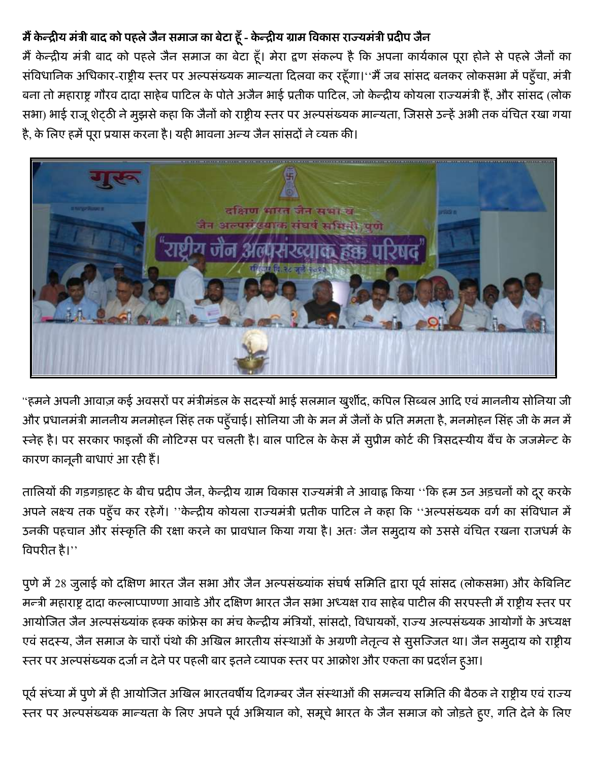**मैं केन्द्रीय मंत्री बाद को पहले जैन समाज का बेटा हूँ - केन्द्रीय ग्राम विकास राज्यमंत्री प्रदीप जैन**

मैं केन्द्रीय मंत्री बाद को पहले जैन समाज का बेटा हूँ। मेरा द्रण संकल्प है कि अपना कार्यकाल पूरा होने से पहले जैनों का संविधानिक अधिकार-राष्ट्रीय स्तर पर अल्पसंख्यक मान्यता दिलवा कर रहूँगा।''मैं जब सांसद बनकर लोकसभा में पहुँचा, मंत्री बना तो महाराष्ट्र गौरव दादा साहेब पाटिल के पोते अजैन भाई प्रतीक पाटिल, जो केन्द्रीय कोयला राज्यमंत्री हैं, और सांसद (लोक सभा) भाई राजू शेट्ठी ने मुझसे कहा कि जैनों को राष्ट्रीय स्तर पर अल्पसंख्यक मान्यता, जिससे उन्हें अभी तक वंचित रखा गया है, के लिए हमें पूरा प्रयास करना है। यही भावना अन्य जैन सांसदों ने व्यक्त की।

''हमने अपनी आवाज़ कई अवसरों पर मंत्रीमंडल के सदस्यों भाई सलमान खुर्शीद, कपिल सिब्बल आदि एवं माननीय सोनिया जी और प्रधानमंत्री माननीय मनमोहन सिंह तक पहुँचाई। सोनिया जी के मन में जैनों के प्रति ममता है, मनमोहन सिंह जी के मन में स्नेह है। पर सरकार फाइलों की नोटिंग्स पर चलती है। बाल पाटिल के केस में सुप्रीम कोर्ट की त्रिसदस्यीय बैंच के जजमेन्ट के कारण कानूनी बाधाएं आ रही हैं।

तालियों की गड़गड़ाहट के बीच प्रदीप जैन, केन्द्रीय ग्राम विकास राज्यमंत्री ने आवाह्न किया ''कि हम उन अड़चनों को दूर करके अपने लक्ष्य तक पहुँच कर रहेगें। ''केन्द्रीय कोयला राज्यमंत्री प्रतीक पाटिल ने कहा कि ''अल्पसंख्यक वर्ग का संविधान में उनकी पहचान और संस्कृति की रक्षा करने का प्रावधान किया गया है। अतः जैन समुदाय को उससे वंचित रखना राजधर्म के विपरीत है।''

पुणे में 28 जुलाई को दक्षिण भारत जैन सभा और जैन अल्पसंख्यांक संघर्ष समिति द्वारा पूर्व सांसद (लोकसभा) और केबिनिट मन्त्री महाराष्ट्र दादा कल्लाप्पाण्णा आवाडे और दक्षिण भारत जैन सभा अध्यक्ष राव साहेब पाटील की सरपस्ती में राष्ट्रीय स्तर पर आयोजित जैन अल्पसंख्यांक हक्क कांफ्रेस का मंच केन्द्रीय मंत्रियों, सांसदो, विधायकों, राज्य अल्पसंख्यक आयोगों के अध्यक्ष एवं सदस्य, जैन समाज के चारों पंथो की अखिल भारतीय संस्थाओं के अग्रणी नेतृत्व से सुसज्जित था। जैन समुदाय को राष्ट्रीय स्तर पर अल्पसंख्यक दर्जा न देने पर पहली बार इतने व्यापक स्तर पर आक्रोश और एकता का प्रदर्शन हुआ।

पूर्व संध्या में पुणे में ही आयोजित अखिल भारतवर्षीय दिगम्बर जैन संस्थाओं की समन्वय समिति की बैठक ने राष्ट्रीय एवं राज्य स्तर पर अल्पसंख्यक मान्यता के लिए अपने पूर्व अभियान को, समूचे भारत के जैन समाज को जोड़ते हुए, गति देने के लिए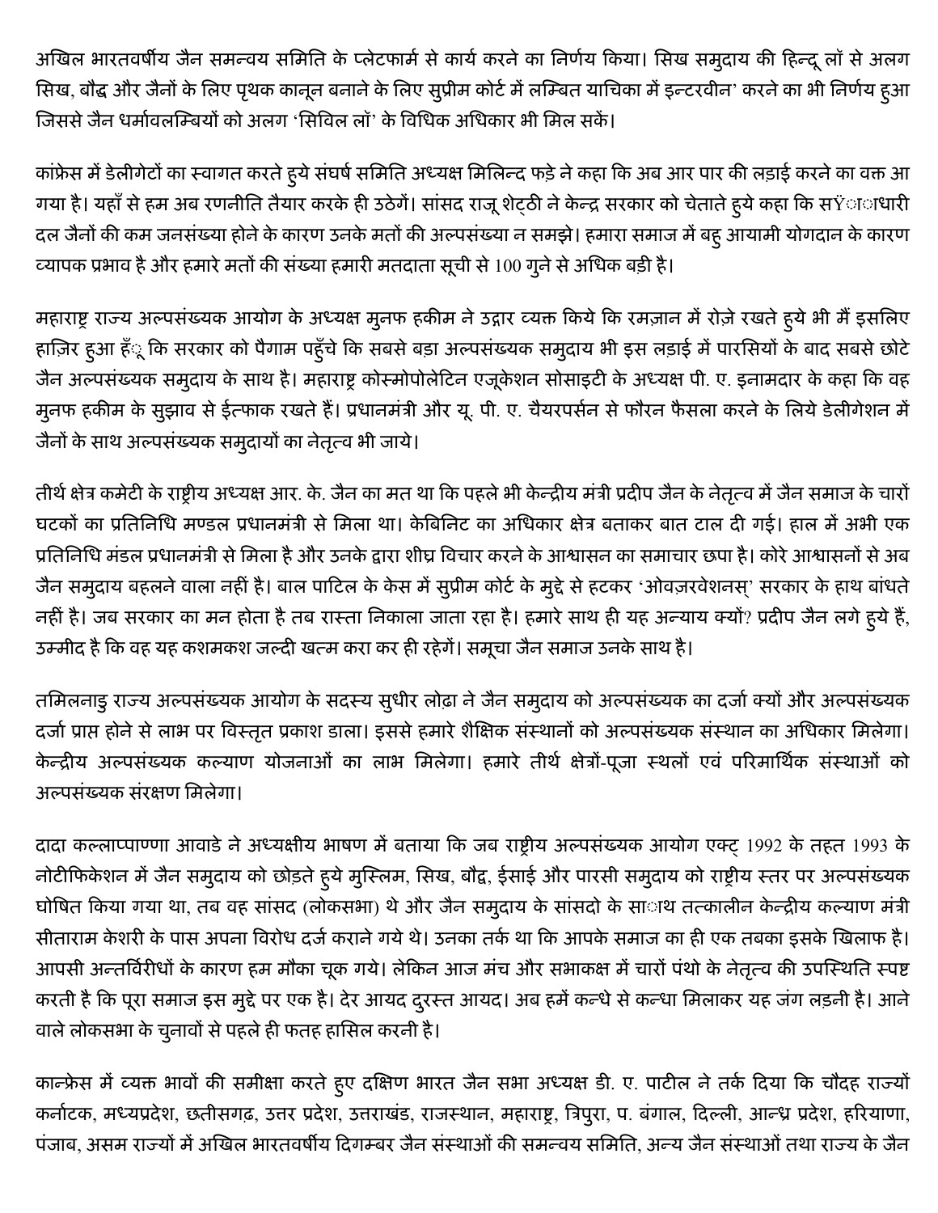अखिल भारतवर्षीय जैन समन्वय समिति के प्लेटफार्म से कार्य करने का निर्णय किया। सिख समुदाय की हिन्दू लॉ से अलग सिख, बौद्ध और जैनों के लिए पृथक कानून बनाने के लिए सुप्रीम कोर्ट में लम्बित याचिका में इन्टरवीन' करने का भी निर्णय हुआ जिससे जैन धर्मावलम्बियों को अलग 'सिविल लॉ' के विधिक अधिकार भी मिल सकें।

कांफ्रेस में डेलीगेटों का स्वागत करते हुये संघर्ष समिति अध्यक्ष मिलिन्द फड़े ने कहा कि अब आर पार की लड़ाई करने का वक्त आ गया है। यहाँ से हम अब रणनीति तैयार करके ही उठेगें। सांसद राजू शेट्ठी ने केन्द्र सरकार को चेताते हुये कहा कि सŸाधारी दल जैनों की कम जनसंख्या होने के कारण उनके मतों की अल्पसंख्या न समझे। हमारा समाज में बहु आयामी योगदान के कारण व्यापक प्रभाव है और हमारे मतों की संख्या हमारी मतदाता सूची से 100 गुने से अधिक बड़ी है।

महाराष्ट्र राज्य अल्पसंख्यक आयोग के अध्यक्ष मुनफ हकीम ने उद्गार व्यक्त किये कि रमज़ान में रोज़े रखते हुये भी मैं इसलिए हाज़िर हुआ हँू कि सरकार को पैगाम पहुँचे कि सबसे बड़ा अल्पसंख्यक समुदाय भी इस लड़ाई में पारसियों के बाद सबसे छोटे जैन अल्पसंख्यक समुदाय के साथ है। महाराष्ट्र कोस्मोपोलेटिन एजूकेशन सोसाइटी के अध्यक्ष पी. ए. इनामदार के कहा कि वह मुनफ हकीम के सुझाव से ईत्फाक रखते हैं। प्रधानमंत्री और यू. पी. ए. चैयरपर्सन से फौरन फैसला करने के लिये डेलीगेशन में जैनों के साथ अल्पसंख्यक समुदायों का नेतृत्व भी जाये।

तीर्थ क्षेत्र कमेटी के राष्ट्रीय अध्यक्ष आर. के. जैन का मत था कि पहले भी केन्द्रीय मंत्री प्रदीप जैन के नेतृत्व में जैन समाज के चारों घटकों का प्रतिनिधि मण्डल प्रधानमंत्री से मिला था। केबिनिट का अधिकार क्षेत्र बताकर बात टाल दी गई। हाल में अभी एक प्रतिनिधि मंडल प्रधानमंत्री से मिला है और उनके द्वारा शीघ्र विचार करने के आश्वासन का समाचार छपा है। कोरे आश्वासनों से अब जैन समुदाय बहलने वाला नहीं है। बाल पाटिल के केस में सुप्रीम कोर्ट के मुद्दे से हटकर 'ओवज़रवेशनस्' सरकार के हाथ बांधते नहीं है। जब सरकार का मन होता है तब रास्ता निकाला जाता रहा है। हमारे साथ ही यह अन्याय क्यों? प्रदीप जैन लगे हुये हैं, उम्मीद है कि वह यह कशमकश जल्दी खत्म करा कर ही रहेगें। समूचा जैन समाज उनके साथ है।

तमिलनाडु राज्य अल्पसंख्यक आयोग के सदस्य सुधीर लोढ़ा ने जैन समुदाय को अल्पसंख्यक का दर्जा क्यों और अल्पसंख्यक दर्जा प्राप्त होने से लाभ पर विस्तृत प्रकाश डाला। इससे हमारे शैक्षिक संस्थानों को अल्पसंख्यक संस्थान का अधिकार मिलेगा। केन्द्रीय अल्पसंख्यक कल्याण योजनाओं का लाभ मिलेगा। हमारे तीर्थ क्षेत्रों-पूजा स्थलों एवं परिमार्थिक संस्थाओं को अल्पसंख्यक संरक्षण मिलेगा।

दादा कल्लाप्पाण्णा आवाडे ने अध्यक्षीय भाषण में बताया कि जब राष्ट्रीय अल्पसंख्यक आयोग एक्ट् 1992 के तहत 1993 के नोटीफिकेशन में जैन समुदाय को छोड़ते हुये मुस्लिम, सिख, बौद्ध, ईसाई और पारसी समुदाय को राष्ट्रीय स्तर पर अल्पसंख्यक घोषित किया गया था, तब वह सांसद (लोकसभा) थे और जैन समुदाय के सांसदो के साथ तत्कालीन केन्द्रीय कल्याण मंत्री सीताराम केशरी के पास अपना विरोध दर्ज कराने गये थे। उनका तर्क था कि आपके समाज का ही एक तबका इसके खिलाफ है। आपसी अन्तर्विरोधों के कारण हम मौका चूक गये। लेकिन आज मंच और सभाकक्ष में चारों पंथो के नेतृत्व की उपस्थिति स्पष्ट करती है कि पूरा समाज इस मुद्दे पर एक है। देर आयद दुरस्त आयद। अब हमें कन्धे से कन्धा मिलाकर यह जंग लड़नी है। आने वाले लोकसभा के चुनावों से पहले ही फतह हासिल करनी है।

कान्फ्रेस में व्यक्त भावों की समीक्षा करते हुए दक्षिण भारत जैन सभा अध्यक्ष डी. ए. पाटील ने तर्क दिया कि चौदह राज्यों कर्नाटक, मध्यप्रदेश, छतीसगढ़, उत्तर प्रदेश, उत्तराखंड, राजस्थान, महाराष्ट्र, त्रिपुरा, प. बंगाल, दिल्ली, आन्ध्र प्रदेश, हरियाणा, पंजाब, असम राज्यों में अखिल भारतवर्षीय दिगम्बर जैन संस्थाओं की समन्वय समिति, अन्य जैन संस्थाओं तथा राज्य के जैन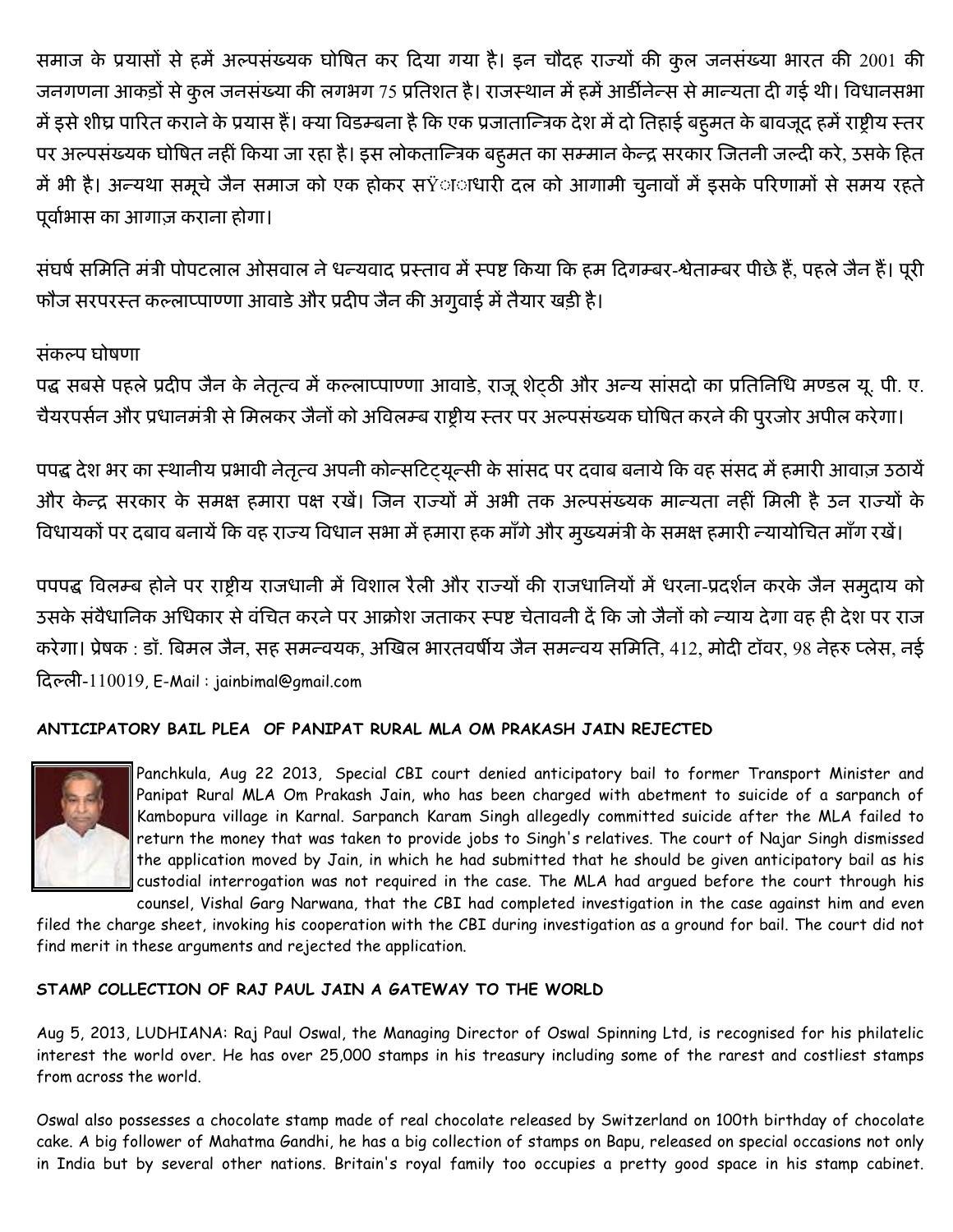समाज के प्रयासों से हमें अल्पसंख्यक घोषित कर दिया गया है। इन चौदह राज्यों की कुल जनसंख्या भारत की 2001 की जनगणना आकड़ों से कुल जनसंख्या की लगभग 75 प्रतिशत है। राजस्थान में हमें आर्डीनेन्स से मान्यता दी गई थी। विधानसभा में इसे शीघ्र पारित कराने के प्रयास हैं। क्या विडम्बना है कि एक प्रजातान्त्रिक देश में दो तिहाई बहुमत के बावजूद हमें राष्ट्रीय स्तर पर अल्पसंख्यक घोषित नहीं किया जा रहा है। इस लोकतान्त्रिक बहुमत का सम्मान केन्द्र सरकार जितनी जल्दी करे, उसके हित में भी है। अन्यथा समूचे जैन समाज को एक होकर सŸााधारी दल को आगामी चुनावों में इसके परिणामों से समय रहते पूर्वाभास का आगाज़ कराना होगा।

संघर्ष समिति मंत्री पोपटलाल ओसवाल ने धन्यवाद प्रस्ताव में स्पष्ट किया कि हम दिगम्बर-श्वेताम्बर पीछे हैं, पहले जैन हैं। पूरी फौज सरपरस्त कल्लाप्पाण्णा आवाडे और प्रदीप जैन की अगुवाई में तैयार खड़ी है।

संकल्प घोषणा

पद्ध सबसे पहले प्रदीप जैन के नेतृत्व में कल्लाप्पाण्णा आवाडे, राजू शेट्ठी और अन्य सांसदो का प्रतिनिधि मण्डल यू. पी. ए. चैयरपर्सन और प्रधानमंत्री से मिलकर जैनों को अविलम्ब राष्ट्रीय स्तर पर अल्पसंख्यक घोषित करने की पुरजोर अपील करेगा।

पपद्ध देश भर का स्थानीय प्रभावी नेतृत्व अपनी कोन्सटिट्यूल्सी के सांसद पर दवाब बनाये कि वह संसद में हमारी आवाज़ उठायें और केन्द्र सरकार के समक्ष हमारा पक्ष रखें। जिन राज्यों में अभी तक अल्पसंख्यक मान्यता नहीं मिली है उन राज्यों के विधायकों पर दबाव बनायें कि वह राज्य विधान सभा में हमारा हक माँगे और मुख्यमंत्री के समक्ष हमारी न्यायोचित माँग रखें।

पपपद्ध विलम्ब होने पर राष्ट्रीय राजधानी में विशाल रैली और राज्यों की राजधानियों में धरना-प्रदर्शन करके जैन समुदाय को उसके संवैधानिक अधिकार से वंचित करने पर आक्रोश जताकर स्पष्ट चेतावनी दें कि जो जैनों को न्याय देगा वह ही देश पर राज करेगा। प्रेषक : डॉ. बिमल जैन, सह समन्वयक, अखिल भारतवर्षीय जैन समन्वय समिति, 412, मोदी टॉवर, 98 नेहरु प्लेस, नई दिल्ली-110019, E-Mail : jainbimal@gmail.com

**ANTICIPATORY BAIL PLEA OF PANIPAT RURAL MLA OM PRAKASH JAIN REJECTED**

Panchkula, Aug 22 2013, Special CBI court denied anticipatory bail to former Transport Minister and Panipat Rural MLA Om Prakash Jain, who has been charged with abetment to suicide of a sarpanch of Kambopura village in Karnal. Sarpanch Karam Singh allegedly committed suicide after the MLA failed to return the money that was taken to provide jobs to Singh's relatives. The court of Najar Singh dismissed the application moved by Jain, in which he had submitted that he should be given anticipatory bail as his custodial interrogation was not required in the case. The MLA had argued before the court through his counsel, Vishal Garg Narwana, that the CBI had completed investigation in the case against him and even filed the charge sheet, invoking his cooperation with the CBI during investigation as a ground for bail. The court did not find merit in these arguments and rejected the application.

**STAMP COLLECTION OF RAJ PAUL JAIN A GATEWAY TO THE WORLD**

Aug 5, 2013, LUDHIANA: Raj Paul Oswal, the Managing Director of Oswal Spinning Ltd, is recognised for his philatelic interest the world over. He has over 25,000 stamps in his treasury including some of the rarest and costliest stamps from across the world.

Oswal also possesses a chocolate stamp made of real chocolate released by Switzerland on 100th birthday of chocolate cake. A big follower of Mahatma Gandhi, he has a big collection of stamps on Bapu, released on special occasions not only in India but by several other nations. Britain's royal family too occupies a pretty good space in his stamp cabinet.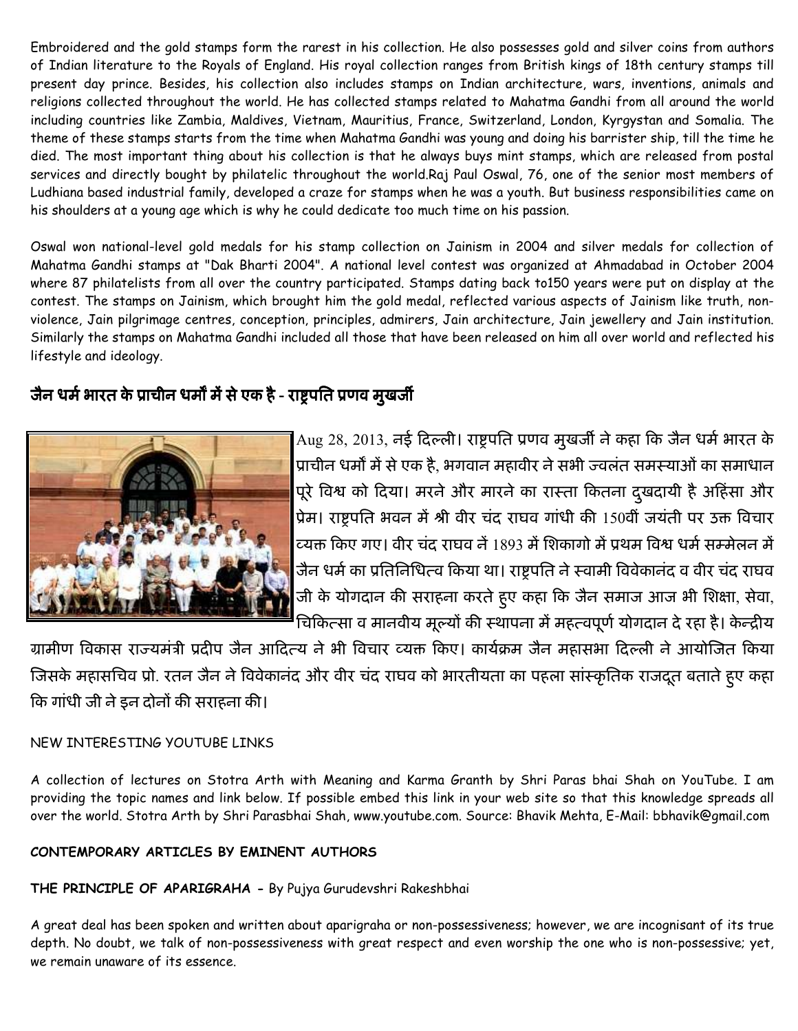Embroidered and the gold stamps form the rarest in his collection. He also possesses gold and silver coins from authors of Indian literature to the Royals of England. His royal collection ranges from British kings of 18th century stamps till present day prince. Besides, his collection also includes stamps on Indian architecture, wars, inventions, animals and religions collected throughout the world. He has collected stamps related to Mahatma Gandhi from all around the world including countries like Zambia, Maldives, Vietnam, Mauritius, France, Switzerland, London, Kyrgystan and Somalia. The theme of these stamps starts from the time when Mahatma Gandhi was young and doing his barrister ship, till the time he died. The most important thing about his collection is that he always buys mint stamps, which are released from postal services and directly bought by philatelic throughout the world.Raj Paul Oswal, 76, one of the senior most members of Ludhiana based industrial family, developed a craze for stamps when he was a youth. But business responsibilities came on his shoulders at a young age which is why he could dedicate too much time on his passion.

Oswal won national-level gold medals for his stamp collection on Jainism in 2004 and silver medals for collection of Mahatma Gandhi stamps at "Dak Bharti 2004". A national level contest was organized at Ahmadabad in October 2004 where 87 philatelists from all over the country participated. Stamps dating back to150 years were put on display at the contest. The stamps on Jainism, which brought him the gold medal, reflected various aspects of Jainism like truth, non-violence, Jain pilgrimage centres, conception, principles, admirers, Jain architecture, Jain jewellery and Jain institution. Similarly the stamps on Mahatma Gandhi included all those that have been released on him all over world and reflected his lifestyle and ideology.

## जैन धर्म भारत के प्राचीन धर्मों में से एक है - राष्ट्रपति प्रणव मुखर्जी

Aug 28, 2013, नई दिल्ली। राष्ट्रपति प्रणव मुखर्जी ने कहा कि जैन धर्म भारत के प्राचीन धर्मों में से एक है, भगवान महावीर ने सभी ज्वलंत समस्याओं का समाधान पूरे विश्व को दिया। मरने और मारने का रास्ता कितना दुखदायी है अहिंसा और प्रेम। राष्ट्रपति भवन में श्री वीर चंद राघव गांधी की 150वीं जयंती पर उक्त विचार व्यक्त किए गए। वीर चंद राघव नें 1893 में शिकागो में प्रथम विश्व धर्म सम्मेलन में जैन धर्म का प्रतिनिधित्व किया था। राष्ट्रपति ने स्वामी विवेकानंद व वीर चंद राघव जी के योगदान की सराहना करते हुए कहा कि जैन समाज आज भी शिक्षा, सेवा, चिकित्सा व मानवीय मूल्यों की स्थापना में महत्वपूर्ण योगदान दे रहा है। केन्द्रीय ग्रामीण विकास राज्यमंत्री प्रदीप जैन आदित्य ने भी विचार व्यक्त किए। कार्यक्रम जैन महासभा दिल्ली ने आयोजित किया जिसके महासचिव प्रो. रतन जैन ने विवेकानंद और वीर चंद राघव को भारतीयता का पहला सांस्कृतिक राजदूत बताते हुए कहा कि गांधी जी ने इन दोनों की सराहना की।

NEW INTERESTING YOUTUBE LINKS

A collection of lectures on Stotra Arth with Meaning and Karma Granth by Shri Paras bhai Shah on YouTube. I am providing the topic names and link below. If possible embed this link in your web site so that this knowledge spreads all over the world. Stotra Arth by Shri Parasbhai Shah, www.youtube.com. Source: Bhavik Mehta, E-Mail: bbhavik@gmail.com

**CONTEMPORARY ARTICLES BY EMINENT AUTHORS**

**THE PRINCIPLE OF APARIGRAHA -** By Pujya Gurudevshri Rakeshbhai

A great deal has been spoken and written about aparigraha or non-possessiveness; however, we are incognisant of its true depth. No doubt, we talk of non-possessiveness with great respect and even worship the one who is non-possessive; yet, we remain unaware of its essence.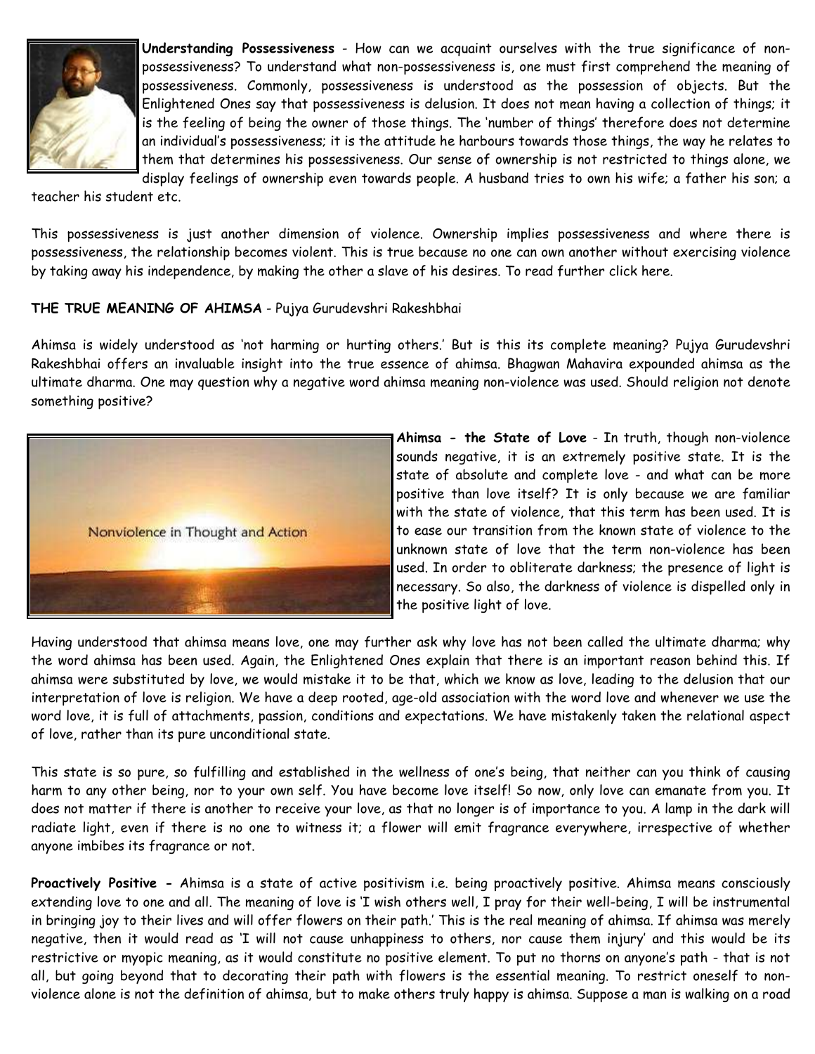**Understanding Possessiveness** - How can we acquaint ourselves with the true significance of non-possessiveness? To understand what non-possessiveness is, one must first comprehend the meaning of possessiveness. Commonly, possessiveness is understood as the possession of objects. But the Enlightened Ones say that possessiveness is delusion. It does not mean having a collection of things; it is the feeling of being the owner of those things. The 'number of things' therefore does not determine an individual's possessiveness; it is the attitude he harbours towards those things, the way he relates to them that determines his possessiveness. Our sense of ownership is not restricted to things alone, we display feelings of ownership even towards people. A husband tries to own his wife; a father his son; a teacher his student etc.

This possessiveness is just another dimension of violence. Ownership implies possessiveness and where there is possessiveness, the relationship becomes violent. This is true because no one can own another without exercising violence by taking away his independence, by making the other a slave of his desires. To read further click here.

**THE TRUE MEANING OF AHIMSA** - Pujya Gurudevshri Rakeshbhai

Ahimsa is widely understood as 'not harming or hurting others.' But is this its complete meaning? Pujya Gurudevshri Rakeshbhai offers an invaluable insight into the true essence of ahimsa. Bhagwan Mahavira expounded ahimsa as the ultimate dharma. One may question why a negative word ahimsa meaning non-violence was used. Should religion not denote something positive?

Nonviolence in Thought and Action

**Ahimsa - the State of Love** - In truth, though non-violence sounds negative, it is an extremely positive state. It is the state of absolute and complete love - and what can be more positive than love itself? It is only because we are familiar with the state of violence, that this term has been used. It is to ease our transition from the known state of violence to the unknown state of love that the term non-violence has been used. In order to obliterate darkness; the presence of light is necessary. So also, the darkness of violence is dispelled only in the positive light of love.

Having understood that ahimsa means love, one may further ask why love has not been called the ultimate dharma; why the word ahimsa has been used. Again, the Enlightened Ones explain that there is an important reason behind this. If ahimsa were substituted by love, we would mistake it to be that, which we know as love, leading to the delusion that our interpretation of love is religion. We have a deep rooted, age-old association with the word love and whenever we use the word love, it is full of attachments, passion, conditions and expectations. We have mistakenly taken the relational aspect of love, rather than its pure unconditional state.

This state is so pure, so fulfilling and established in the wellness of one's being, that neither can you think of causing harm to any other being, nor to your own self. You have become love itself! So now, only love can emanate from you. It does not matter if there is another to receive your love, as that no longer is of importance to you. A lamp in the dark will radiate light, even if there is no one to witness it; a flower will emit fragrance everywhere, irrespective of whether anyone imbibes its fragrance or not.

**Proactively Positive -** Ahimsa is a state of active positivism i.e. being proactively positive. Ahimsa means consciously extending love to one and all. The meaning of love is 'I wish others well, I pray for their well-being, I will be instrumental in bringing joy to their lives and will offer flowers on their path.' This is the real meaning of ahimsa. If ahimsa was merely negative, then it would read as 'I will not cause unhappiness to others, nor cause them injury' and this would be its restrictive or myopic meaning, as it would constitute no positive element. To put no thorns on anyone's path - that is not all, but going beyond that to decorating their path with flowers is the essential meaning. To restrict oneself to non-violence alone is not the definition of ahimsa, but to make others truly happy is ahimsa. Suppose a man is walking on a road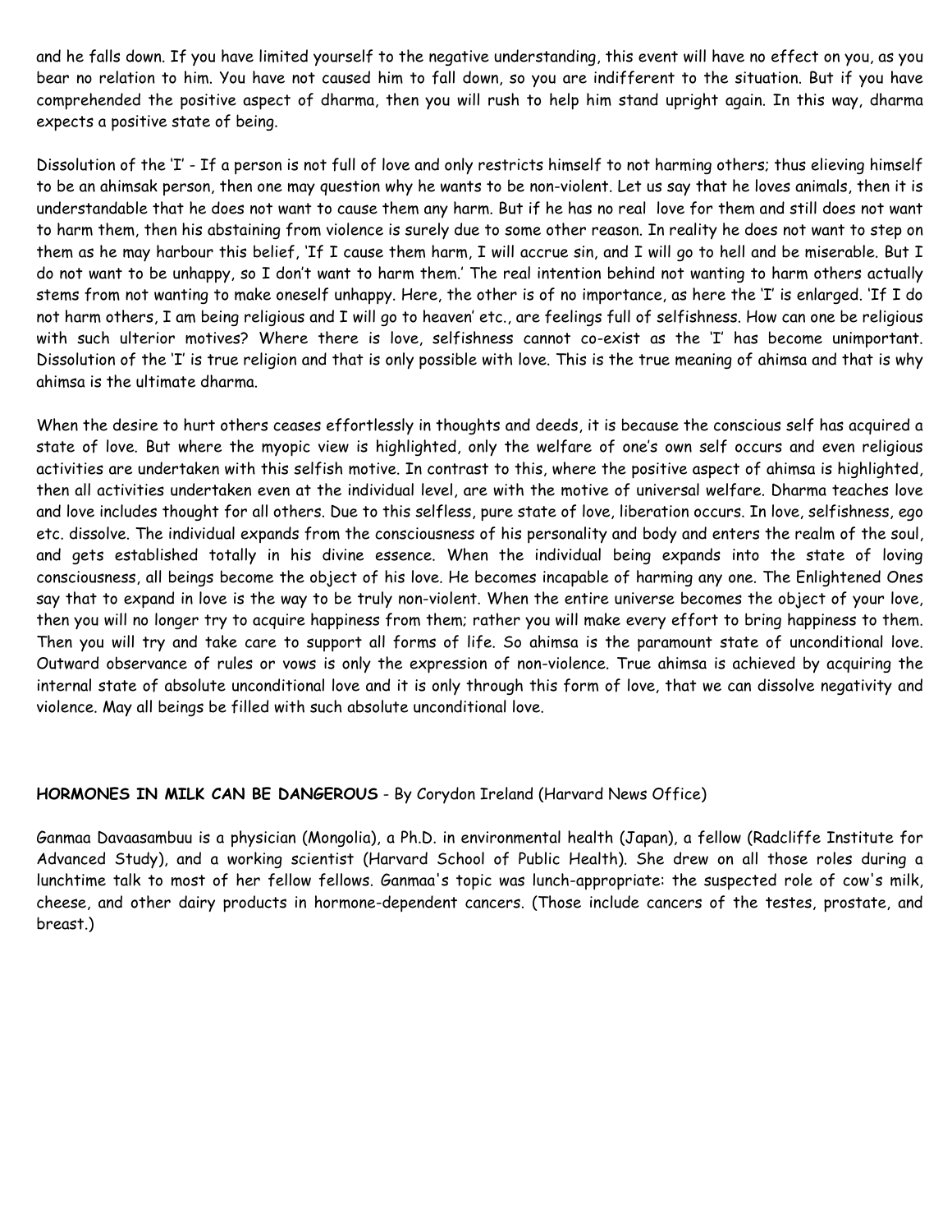and he falls down. If you have limited yourself to the negative understanding, this event will have no effect on you, as you bear no relation to him. You have not caused him to fall down, so you are indifferent to the situation. But if you have comprehended the positive aspect of dharma, then you will rush to help him stand upright again. In this way, dharma expects a positive state of being.

Dissolution of the 'I' - If a person is not full of love and only restricts himself to not harming others; thus elieving himself to be an ahimsak person, then one may question why he wants to be non-violent. Let us say that he loves animals, then it is understandable that he does not want to cause them any harm. But if he has no real love for them and still does not want to harm them, then his abstaining from violence is surely due to some other reason. In reality he does not want to step on them as he may harbour this belief, 'If I cause them harm, I will accrue sin, and I will go to hell and be miserable. But I do not want to be unhappy, so I don't want to harm them.' The real intention behind not wanting to harm others actually stems from not wanting to make oneself unhappy. Here, the other is of no importance, as here the 'I' is enlarged. 'If I do not harm others, I am being religious and I will go to heaven' etc., are feelings full of selfishness. How can one be religious with such ulterior motives? Where there is love, selfishness cannot co-exist as the 'I' has become unimportant. Dissolution of the 'I' is true religion and that is only possible with love. This is the true meaning of ahimsa and that is why ahimsa is the ultimate dharma.

When the desire to hurt others ceases effortlessly in thoughts and deeds, it is because the conscious self has acquired a state of love. But where the myopic view is highlighted, only the welfare of one's own self occurs and even religious activities are undertaken with this selfish motive. In contrast to this, where the positive aspect of ahimsa is highlighted, then all activities undertaken even at the individual level, are with the motive of universal welfare. Dharma teaches love and love includes thought for all others. Due to this selfless, pure state of love, liberation occurs. In love, selfishness, ego etc. dissolve. The individual expands from the consciousness of his personality and body and enters the realm of the soul, and gets established totally in his divine essence. When the individual being expands into the state of loving consciousness, all beings become the object of his love. He becomes incapable of harming any one. The Enlightened Ones say that to expand in love is the way to be truly non-violent. When the entire universe becomes the object of your love, then you will no longer try to acquire happiness from them; rather you will make every effort to bring happiness to them. Then you will try and take care to support all forms of life. So ahimsa is the paramount state of unconditional love. Outward observance of rules or vows is only the expression of non-violence. True ahimsa is achieved by acquiring the internal state of absolute unconditional love and it is only through this form of love, that we can dissolve negativity and violence. May all beings be filled with such absolute unconditional love.

**HORMONES IN MILK CAN BE DANGEROUS** - By Corydon Ireland (Harvard News Office)

Ganmaa Davaasambuu is a physician (Mongolia), a Ph.D. in environmental health (Japan), a fellow (Radcliffe Institute for Advanced Study), and a working scientist (Harvard School of Public Health). She drew on all those roles during a lunchtime talk to most of her fellow fellows. Ganmaa's topic was lunch-appropriate: the suspected role of cow's milk, cheese, and other dairy products in hormone-dependent cancers. (Those include cancers of the testes, prostate, and breast.)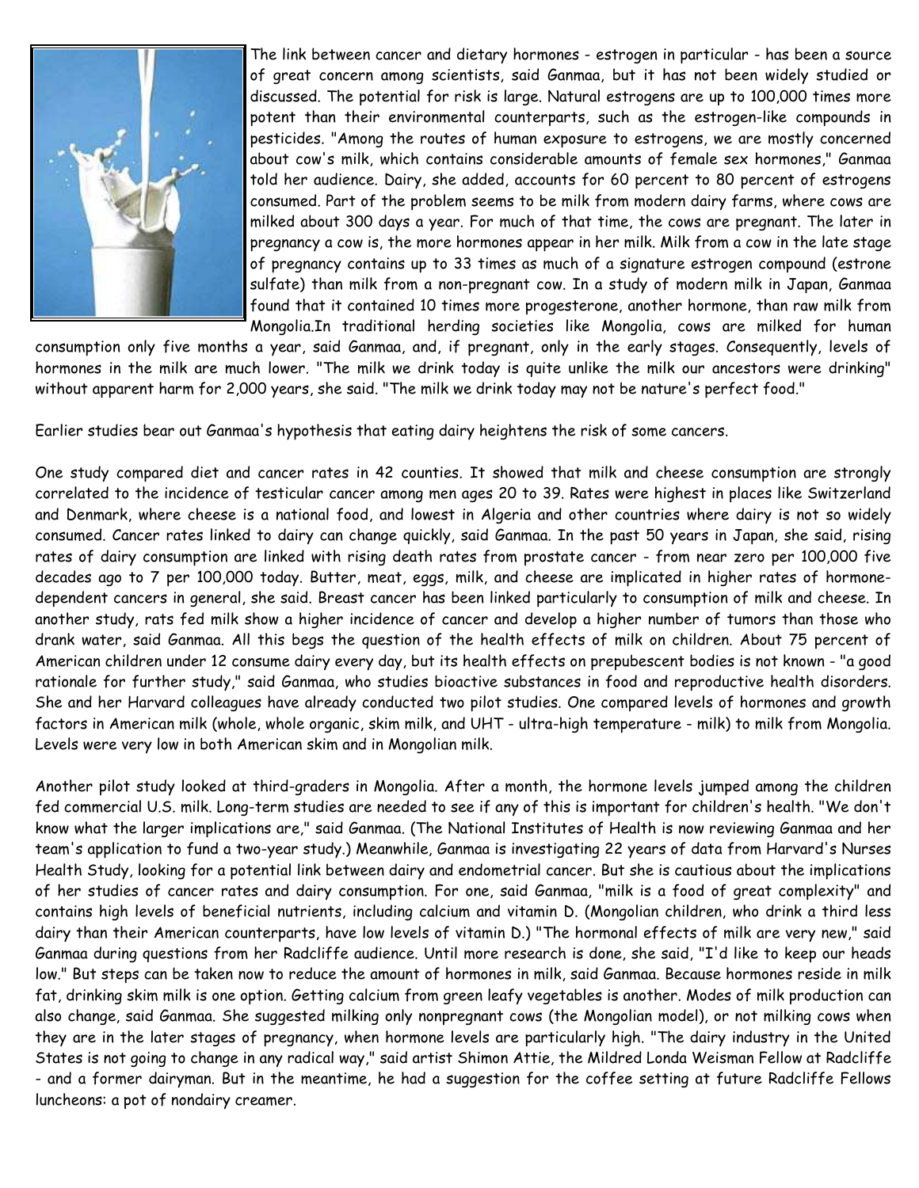The link between cancer and dietary hormones - estrogen in particular - has been a source of great concern among scientists, said Ganmaa, but it has not been widely studied or discussed. The potential for risk is large. Natural estrogens are up to 100,000 times more potent than their environmental counterparts, such as the estrogen-like compounds in pesticides. "Among the routes of human exposure to estrogens, we are mostly concerned about cow's milk, which contains considerable amounts of female sex hormones," Ganmaa told her audience. Dairy, she added, accounts for 60 percent to 80 percent of estrogens consumed. Part of the problem seems to be milk from modern dairy farms, where cows are milked about 300 days a year. For much of that time, the cows are pregnant. The later in pregnancy a cow is, the more hormones appear in her milk. Milk from a cow in the late stage of pregnancy contains up to 33 times as much of a signature estrogen compound (estrone sulfate) than milk from a non-pregnant cow. In a study of modern milk in Japan, Ganmaa found that it contained 10 times more progesterone, another hormone, than raw milk from Mongolia.In traditional herding societies like Mongolia, cows are milked for human consumption only five months a year, said Ganmaa, and, if pregnant, only in the early stages. Consequently, levels of hormones in the milk are much lower. "The milk we drink today is quite unlike the milk our ancestors were drinking" without apparent harm for 2,000 years, she said. "The milk we drink today may not be nature's perfect food."

Earlier studies bear out Ganmaa's hypothesis that eating dairy heightens the risk of some cancers.

One study compared diet and cancer rates in 42 counties. It showed that milk and cheese consumption are strongly correlated to the incidence of testicular cancer among men ages 20 to 39. Rates were highest in places like Switzerland and Denmark, where cheese is a national food, and lowest in Algeria and other countries where dairy is not so widely consumed. Cancer rates linked to dairy can change quickly, said Ganmaa. In the past 50 years in Japan, she said, rising rates of dairy consumption are linked with rising death rates from prostate cancer - from near zero per 100,000 five decades ago to 7 per 100,000 today. Butter, meat, eggs, milk, and cheese are implicated in higher rates of hormone-dependent cancers in general, she said. Breast cancer has been linked particularly to consumption of milk and cheese. In another study, rats fed milk show a higher incidence of cancer and develop a higher number of tumors than those who drank water, said Ganmaa. All this begs the question of the health effects of milk on children. About 75 percent of American children under 12 consume dairy every day, but its health effects on prepubescent bodies is not known - "a good rationale for further study," said Ganmaa, who studies bioactive substances in food and reproductive health disorders. She and her Harvard colleagues have already conducted two pilot studies. One compared levels of hormones and growth factors in American milk (whole, whole organic, skim milk, and UHT - ultra-high temperature - milk) to milk from Mongolia. Levels were very low in both American skim and in Mongolian milk.

Another pilot study looked at third-graders in Mongolia. After a month, the hormone levels jumped among the children fed commercial U.S. milk. Long-term studies are needed to see if any of this is important for children's health. "We don't know what the larger implications are," said Ganmaa. (The National Institutes of Health is now reviewing Ganmaa and her team's application to fund a two-year study.) Meanwhile, Ganmaa is investigating 22 years of data from Harvard's Nurses Health Study, looking for a potential link between dairy and endometrial cancer. But she is cautious about the implications of her studies of cancer rates and dairy consumption. For one, said Ganmaa, "milk is a food of great complexity" and contains high levels of beneficial nutrients, including calcium and vitamin D. (Mongolian children, who drink a third less dairy than their American counterparts, have low levels of vitamin D.) "The hormonal effects of milk are very new," said Ganmaa during questions from her Radcliffe audience. Until more research is done, she said, "I'd like to keep our heads low." But steps can be taken now to reduce the amount of hormones in milk, said Ganmaa. Because hormones reside in milk fat, drinking skim milk is one option. Getting calcium from green leafy vegetables is another. Modes of milk production can also change, said Ganmaa. She suggested milking only nonpregnant cows (the Mongolian model), or not milking cows when they are in the later stages of pregnancy, when hormone levels are particularly high. "The dairy industry in the United States is not going to change in any radical way," said artist Shimon Attie, the Mildred Londa Weisman Fellow at Radcliffe - and a former dairyman. But in the meantime, he had a suggestion for the coffee setting at future Radcliffe Fellows luncheons: a pot of nondairy creamer.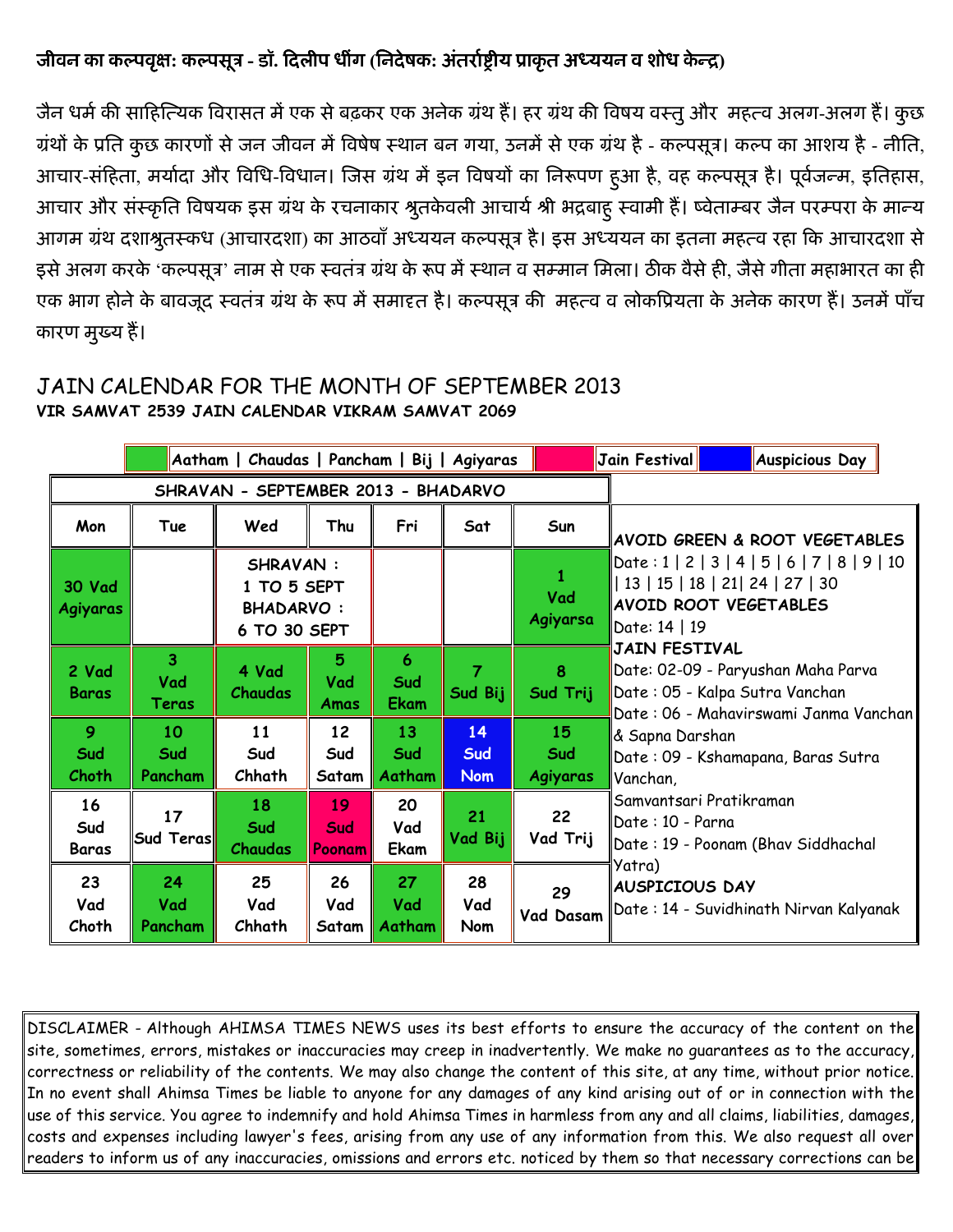### जीवन का कल्पवृक्ष: कल्पसूत्र - डॉ. दिलीप धींग (निदेषक: अंतर्राष्ट्रीय प्राकृत अध्ययन व शोध केन्द्र)

जैन धर्म की साहित्यिक विरासत में एक से बढ़कर एक अनेक ग्रंथ हैं। हर ग्रंथ की विषय वस्तु और महत्व अलग-अलग हैं। कुछ ग्रंथों के प्रति कुछ कारणों से जन जीवन में विषेष स्थान बन गया, उनमें से एक ग्रंथ है - कल्पसूत्र। कल्प का आशय है - नीति, आचार-संहिता, मर्यादा और विधि-विधान। जिस ग्रंथ में इन विषयों का निरूपण हुआ है, वह कल्पसूत्र है। पूर्वजन्म, इतिहास, आचार और संस्कृति विषयक इस ग्रंथ के रचनाकार श्रुतकेवली आचार्य श्री भद्रबाहु स्वामी हैं। ष्वेताम्बर जैन परम्परा के मान्य आगम ग्रंथ दशाश्रुतस्कध (आचारदशा) का आठवाँ अध्ययन कल्पसूत्र है। इस अध्ययन का इतना महत्व रहा कि आचारदशा से इसे अलग करके 'कल्पसूत्र' नाम से एक स्वतंत्र ग्रंथ के रूप में स्थान व सम्मान मिला। ठीक वैसे ही, जैसे गीता महाभारत का ही एक भाग होने के बावजूद स्वतंत्र ग्रंथ के रूप में समादृत है। कल्पसूत्र की महत्व व लोकप्रियता के अनेक कारण हैं। उनमें पाँच कारण मुख्य हैं।

## JAIN CALENDAR FOR THE MONTH OF SEPTEMBER 2013

**VIR SAMVAT 2539 JAIN CALENDAR VIKRAM SAMVAT 2069**

Aatham | Chaudas | Pancham | Bij | Agiyaras (green) — Jain Festival (pink) — Auspicious Day (blue)

**SHRAVAN - SEPTEMBER 2013 - BHADARVO**

| Mon | Tue | Wed | Thu | Fri | Sat | Sun |
|---|---|---|---|---|---|---|
| 30 Vad Agiyaras | | SHRAVAN : 1 TO 5 SEPT BHADARVO : 6 TO 30 SEPT | | | | 1 Vad Agiyarsa |
| 2 Vad Baras | 3 Vad Teras | 4 Vad Chaudas | 5 Vad Amas | 6 Sud Ekam | 7 Sud Bij | 8 Sud Trij |
| 9 Sud Choth | 10 Sud Pancham | 11 Sud Chhath | 12 Sud Satam | 13 Sud Aatham | 14 Sud Nom | 15 Sud Agiyaras |
| 16 Sud Baras | 17 Sud Teras | 18 Sud Chaudas | 19 Sud Poonam | 20 Vad Ekam | 21 Vad Bij | 22 Vad Trij |
| 23 Vad Choth | 24 Vad Pancham | 25 Vad Chhath | 26 Vad Satam | 27 Vad Aatham | 28 Vad Nom | 29 Vad Dasam |

**AVOID GREEN & ROOT VEGETABLES**
Date : 1 | 2 | 3 | 4 | 5 | 6 | 7 | 8 | 9 | 10 | 13 | 15 | 18 | 21| 24 | 27 | 30

**AVOID ROOT VEGETABLES**
Date: 14 | 19

**JAIN FESTIVAL**
Date: 02-09 - Paryushan Maha Parva
Date : 05 - Kalpa Sutra Vanchan
Date : 06 - Mahavirswami Janma Vanchan & Sapna Darshan
Date : 09 - Kshamapana, Baras Sutra Vanchan, Samvantsari Pratikraman
Date : 10 - Parna
Date : 19 - Poonam (Bhav Siddhachal Yatra)

**AUSPICIOUS DAY**
Date : 14 - Suvidhinath Nirvan Kalyanak

DISCLAIMER - Although AHIMSA TIMES NEWS uses its best efforts to ensure the accuracy of the content on the site, sometimes, errors, mistakes or inaccuracies may creep in inadvertently. We make no guarantees as to the accuracy, correctness or reliability of the contents. We may also change the content of this site, at any time, without prior notice. In no event shall Ahimsa Times be liable to anyone for any damages of any kind arising out of or in connection with the use of this service. You agree to indemnify and hold Ahimsa Times in harmless from any and all claims, liabilities, damages, costs and expenses including lawyer's fees, arising from any use of any information from this. We also request all over readers to inform us of any inaccuracies, omissions and errors etc. noticed by them so that necessary corrections can be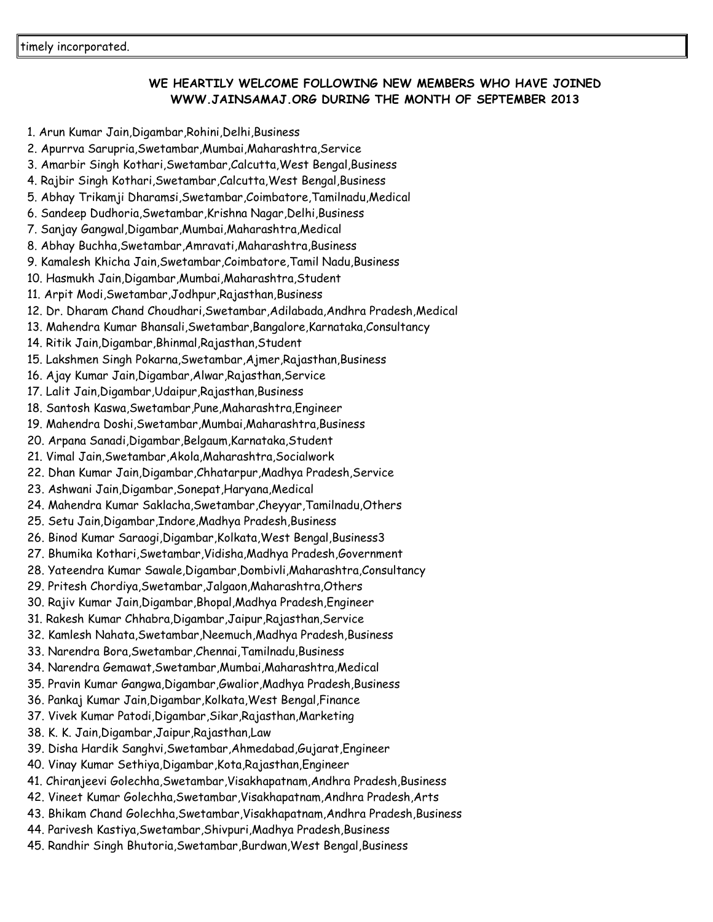timely incorporated.

**WE HEARTILY WELCOME FOLLOWING NEW MEMBERS WHO HAVE JOINED WWW.JAINSAMAJ.ORG DURING THE MONTH OF SEPTEMBER 2013**

1. Arun Kumar Jain,Digambar,Rohini,Delhi,Business
2. Apurrva Sarupria,Swetambar,Mumbai,Maharashtra,Service
3. Amarbir Singh Kothari,Swetambar,Calcutta,West Bengal,Business
4. Rajbir Singh Kothari,Swetambar,Calcutta,West Bengal,Business
5. Abhay Trikamji Dharamsi,Swetambar,Coimbatore,Tamilnadu,Medical
6. Sandeep Dudhoria,Swetambar,Krishna Nagar,Delhi,Business
7. Sanjay Gangwal,Digambar,Mumbai,Maharashtra,Medical
8. Abhay Buchha,Swetambar,Amravati,Maharashtra,Business
9. Kamalesh Khicha Jain,Swetambar,Coimbatore,Tamil Nadu,Business
10. Hasmukh Jain,Digambar,Mumbai,Maharashtra,Student
11. Arpit Modi,Swetambar,Jodhpur,Rajasthan,Business
12. Dr. Dharam Chand Choudhari,Swetambar,Adilabada,Andhra Pradesh,Medical
13. Mahendra Kumar Bhansali,Swetambar,Bangalore,Karnataka,Consultancy
14. Ritik Jain,Digambar,Bhinmal,Rajasthan,Student
15. Lakshmen Singh Pokarna,Swetambar,Ajmer,Rajasthan,Business
16. Ajay Kumar Jain,Digambar,Alwar,Rajasthan,Service
17. Lalit Jain,Digambar,Udaipur,Rajasthan,Business
18. Santosh Kaswa,Swetambar,Pune,Maharashtra,Engineer
19. Mahendra Doshi,Swetambar,Mumbai,Maharashtra,Business
20. Arpana Sanadi,Digambar,Belgaum,Karnataka,Student
21. Vimal Jain,Swetambar,Akola,Maharashtra,Socialwork
22. Dhan Kumar Jain,Digambar,Chhatarpur,Madhya Pradesh,Service
23. Ashwani Jain,Digambar,Sonepat,Haryana,Medical
24. Mahendra Kumar Saklacha,Swetambar,Cheyyar,Tamilnadu,Others
25. Setu Jain,Digambar,Indore,Madhya Pradesh,Business
26. Binod Kumar Saraogi,Digambar,Kolkata,West Bengal,Business3
27. Bhumika Kothari,Swetambar,Vidisha,Madhya Pradesh,Government
28. Yateendra Kumar Sawale,Digambar,Dombivli,Maharashtra,Consultancy
29. Pritesh Chordiya,Swetambar,Jalgaon,Maharashtra,Others
30. Rajiv Kumar Jain,Digambar,Bhopal,Madhya Pradesh,Engineer
31. Rakesh Kumar Chhabra,Digambar,Jaipur,Rajasthan,Service
32. Kamlesh Nahata,Swetambar,Neemuch,Madhya Pradesh,Business
33. Narendra Bora,Swetambar,Chennai,Tamilnadu,Business
34. Narendra Gemawat,Swetambar,Mumbai,Maharashtra,Medical
35. Pravin Kumar Gangwa,Digambar,Gwalior,Madhya Pradesh,Business
36. Pankaj Kumar Jain,Digambar,Kolkata,West Bengal,Finance
37. Vivek Kumar Patodi,Digambar,Sikar,Rajasthan,Marketing
38. K. K. Jain,Digambar,Jaipur,Rajasthan,Law
39. Disha Hardik Sanghvi,Swetambar,Ahmedabad,Gujarat,Engineer
40. Vinay Kumar Sethiya,Digambar,Kota,Rajasthan,Engineer
41. Chiranjeevi Golechha,Swetambar,Visakhapatnam,Andhra Pradesh,Business
42. Vineet Kumar Golechha,Swetambar,Visakhapatnam,Andhra Pradesh,Arts
43. Bhikam Chand Golechha,Swetambar,Visakhapatnam,Andhra Pradesh,Business
44. Parivesh Kastiya,Swetambar,Shivpuri,Madhya Pradesh,Business
45. Randhir Singh Bhutoria,Swetambar,Burdwan,West Bengal,Business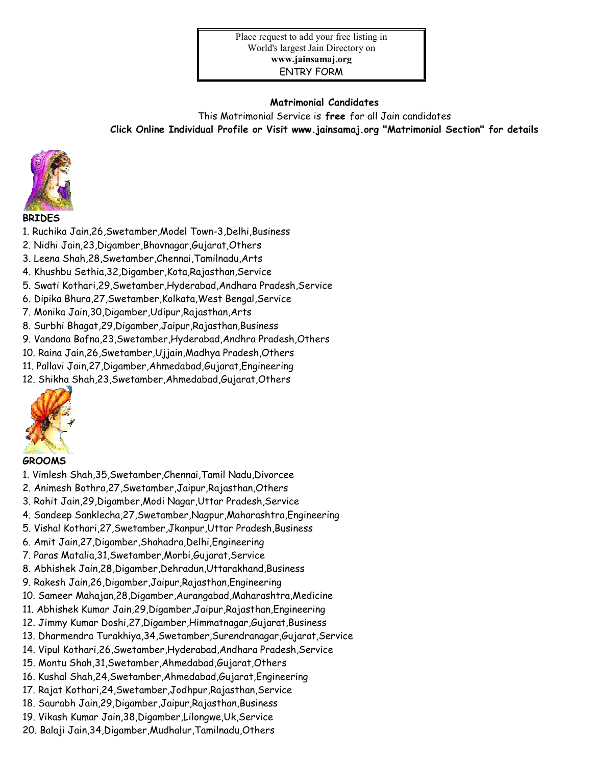Place request to add your free listing in World's largest Jain Directory on **www.jainsamaj.org** ENTRY FORM

**Matrimonial Candidates**

This Matrimonial Service is **free** for all Jain candidates

**Click Online Individual Profile or Visit www.jainsamaj.org "Matrimonial Section" for details**

**BRIDES**

1. Ruchika Jain,26,Swetamber,Model Town-3,Delhi,Business
2. Nidhi Jain,23,Digamber,Bhavnagar,Gujarat,Others
3. Leena Shah,28,Swetamber,Chennai,Tamilnadu,Arts
4. Khushbu Sethia,32,Digamber,Kota,Rajasthan,Service
5. Swati Kothari,29,Swetamber,Hyderabad,Andhara Pradesh,Service
6. Dipika Bhura,27,Swetamber,Kolkata,West Bengal,Service
7. Monika Jain,30,Digamber,Udipur,Rajasthan,Arts
8. Surbhi Bhagat,29,Digamber,Jaipur,Rajasthan,Business
9. Vandana Bafna,23,Swetamber,Hyderabad,Andhra Pradesh,Others
10. Raina Jain,26,Swetamber,Ujjain,Madhya Pradesh,Others
11. Pallavi Jain,27,Digamber,Ahmedabad,Gujarat,Engineering
12. Shikha Shah,23,Swetamber,Ahmedabad,Gujarat,Others

**GROOMS**

1. Vimlesh Shah,35,Swetamber,Chennai,Tamil Nadu,Divorcee
2. Animesh Bothra,27,Swetamber,Jaipur,Rajasthan,Others
3. Rohit Jain,29,Digamber,Modi Nagar,Uttar Pradesh,Service
4. Sandeep Sanklecha,27,Swetamber,Nagpur,Maharashtra,Engineering
5. Vishal Kothari,27,Swetamber,Jkanpur,Uttar Pradesh,Business
6. Amit Jain,27,Digamber,Shahadra,Delhi,Engineering
7. Paras Matalia,31,Swetamber,Morbi,Gujarat,Service
8. Abhishek Jain,28,Digamber,Dehradun,Uttarakhand,Business
9. Rakesh Jain,26,Digamber,Jaipur,Rajasthan,Engineering
10. Sameer Mahajan,28,Digamber,Aurangabad,Maharashtra,Medicine
11. Abhishek Kumar Jain,29,Digamber,Jaipur,Rajasthan,Engineering
12. Jimmy Kumar Doshi,27,Digamber,Himmatnagar,Gujarat,Business
13. Dharmendra Turakhiya,34,Swetamber,Surendranagar,Gujarat,Service
14. Vipul Kothari,26,Swetamber,Hyderabad,Andhara Pradesh,Service
15. Montu Shah,31,Swetamber,Ahmedabad,Gujarat,Others
16. Kushal Shah,24,Swetamber,Ahmedabad,Gujarat,Engineering
17. Rajat Kothari,24,Swetamber,Jodhpur,Rajasthan,Service
18. Saurabh Jain,29,Digamber,Jaipur,Rajasthan,Business
19. Vikash Kumar Jain,38,Digamber,Lilongwe,Uk,Service
20. Balaji Jain,34,Digamber,Mudhalur,Tamilnadu,Others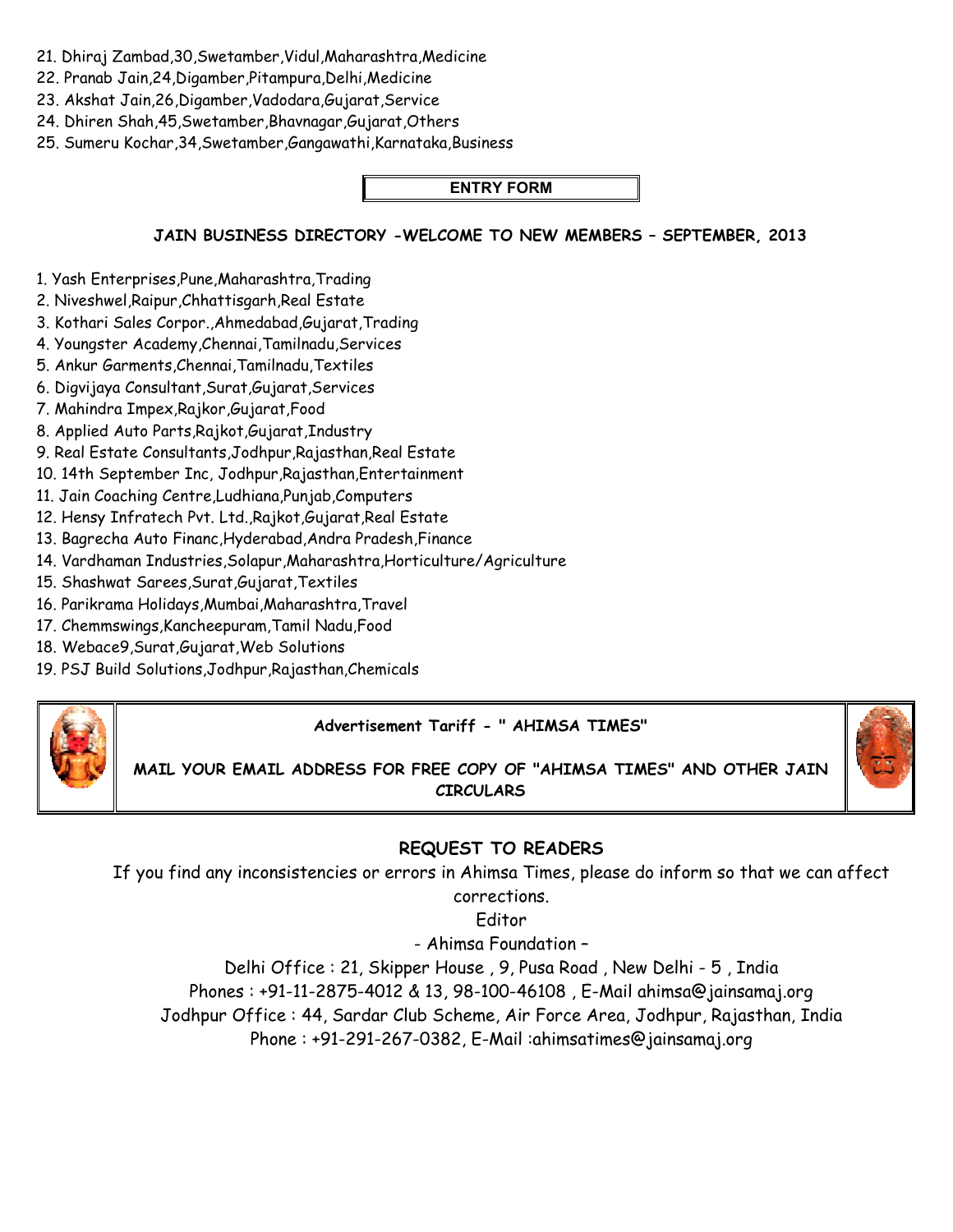21. Dhiraj Zambad,30,Swetamber,Vidul,Maharashtra,Medicine
22. Pranab Jain,24,Digamber,Pitampura,Delhi,Medicine
23. Akshat Jain,26,Digamber,Vadodara,Gujarat,Service
24. Dhiren Shah,45,Swetamber,Bhavnagar,Gujarat,Others
25. Sumeru Kochar,34,Swetamber,Gangawathi,Karnataka,Business

**ENTRY FORM**

**JAIN BUSINESS DIRECTORY -WELCOME TO NEW MEMBERS – SEPTEMBER, 2013**

1. Yash Enterprises,Pune,Maharashtra,Trading
2. Niveshwel,Raipur,Chhattisgarh,Real Estate
3. Kothari Sales Corpor.,Ahmedabad,Gujarat,Trading
4. Youngster Academy,Chennai,Tamilnadu,Services
5. Ankur Garments,Chennai,Tamilnadu,Textiles
6. Digvijaya Consultant,Surat,Gujarat,Services
7. Mahindra Impex,Rajkor,Gujarat,Food
8. Applied Auto Parts,Rajkot,Gujarat,Industry
9. Real Estate Consultants,Jodhpur,Rajasthan,Real Estate
10. 14th September Inc, Jodhpur,Rajasthan,Entertainment
11. Jain Coaching Centre,Ludhiana,Punjab,Computers
12. Hensy Infratech Pvt. Ltd.,Rajkot,Gujarat,Real Estate
13. Bagrecha Auto Financ,Hyderabad,Andra Pradesh,Finance
14. Vardhaman Industries,Solapur,Maharashtra,Horticulture/Agriculture
15. Shashwat Sarees,Surat,Gujarat,Textiles
16. Parikrama Holidays,Mumbai,Maharashtra,Travel
17. Chemmswings,Kancheepuram,Tamil Nadu,Food
18. Webace9,Surat,Gujarat,Web Solutions
19. PSJ Build Solutions,Jodhpur,Rajasthan,Chemicals

**Advertisement Tariff - " AHIMSA TIMES"**

**MAIL YOUR EMAIL ADDRESS FOR FREE COPY OF "AHIMSA TIMES" AND OTHER JAIN CIRCULARS**

## REQUEST TO READERS

If you find any inconsistencies or errors in Ahimsa Times, please do inform so that we can affect corrections.

Editor

- Ahimsa Foundation –

Delhi Office : 21, Skipper House , 9, Pusa Road , New Delhi - 5 , India

Phones : +91-11-2875-4012 & 13, 98-100-46108 , E-Mail ahimsa@jainsamaj.org

Jodhpur Office : 44, Sardar Club Scheme, Air Force Area, Jodhpur, Rajasthan, India

Phone : +91-291-267-0382, E-Mail :ahimsatimes@jainsamaj.org